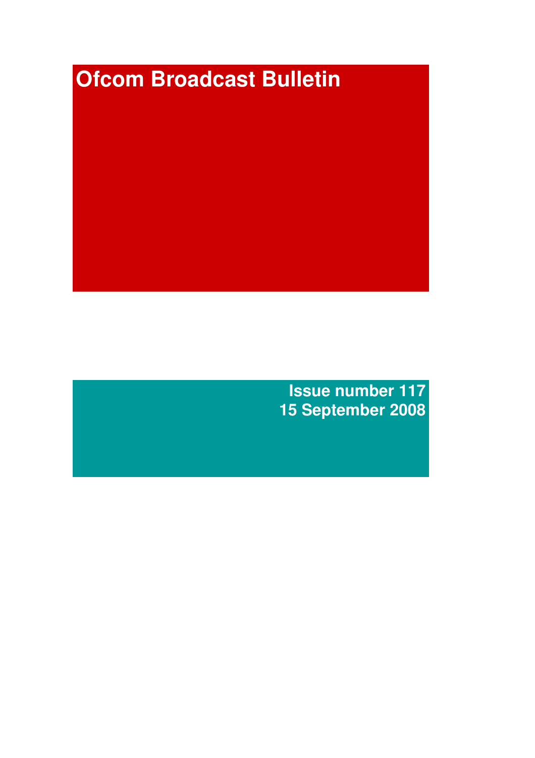# Ofcom Broadcast Bulletin

**Issue number 117**
**15 September 2008**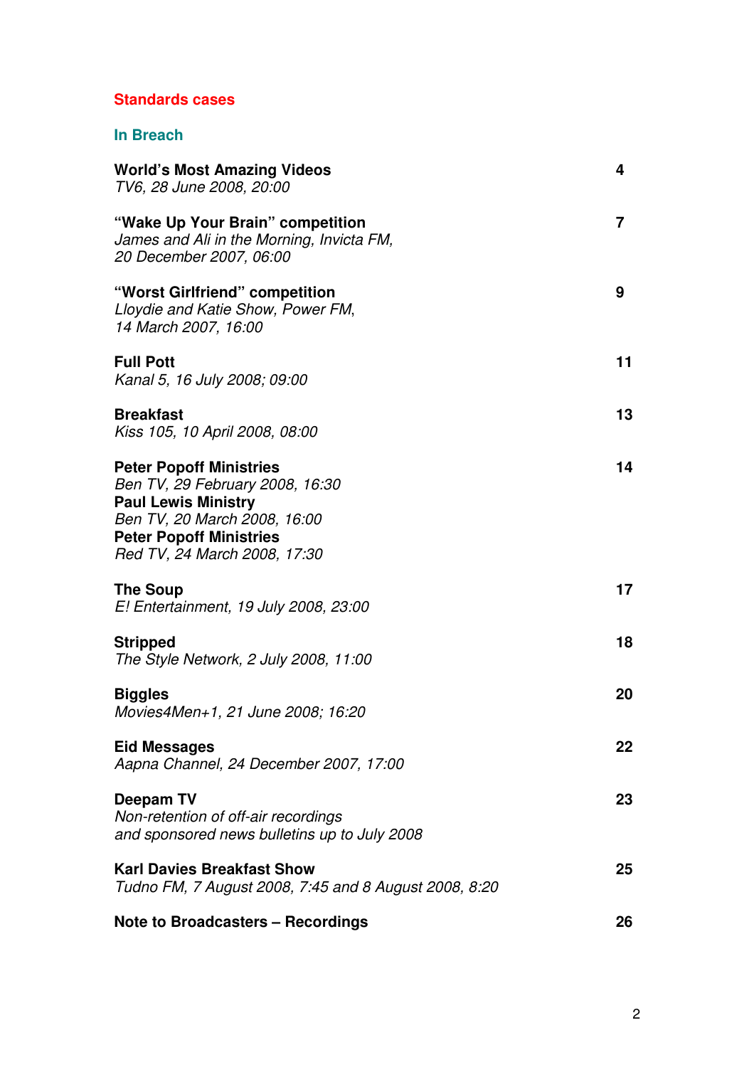## Standards cases

### In Breach

| | |
|---|---|
| **World's Most Amazing Videos**<br>*TV6, 28 June 2008, 20:00* | **4** |
| **"Wake Up Your Brain" competition**<br>*James and Ali in the Morning, Invicta FM, 20 December 2007, 06:00* | **7** |
| **"Worst Girlfriend" competition**<br>*Lloydie and Katie Show, Power FM, 14 March 2007, 16:00* | **9** |
| **Full Pott**<br>*Kanal 5, 16 July 2008; 09:00* | **11** |
| **Breakfast**<br>*Kiss 105, 10 April 2008, 08:00* | **13** |
| **Peter Popoff Ministries**<br>*Ben TV, 29 February 2008, 16:30*<br>**Paul Lewis Ministry**<br>*Ben TV, 20 March 2008, 16:00*<br>**Peter Popoff Ministries**<br>*Red TV, 24 March 2008, 17:30* | **14** |
| **The Soup**<br>*E! Entertainment, 19 July 2008, 23:00* | **17** |
| **Stripped**<br>*The Style Network, 2 July 2008, 11:00* | **18** |
| **Biggles**<br>*Movies4Men+1, 21 June 2008; 16:20* | **20** |
| **Eid Messages**<br>*Aapna Channel, 24 December 2007, 17:00* | **22** |
| **Deepam TV**<br>*Non-retention of off-air recordings and sponsored news bulletins up to July 2008* | **23** |
| **Karl Davies Breakfast Show**<br>*Tudno FM, 7 August 2008, 7:45 and 8 August 2008, 8:20* | **25** |
| **Note to Broadcasters – Recordings** | **26** |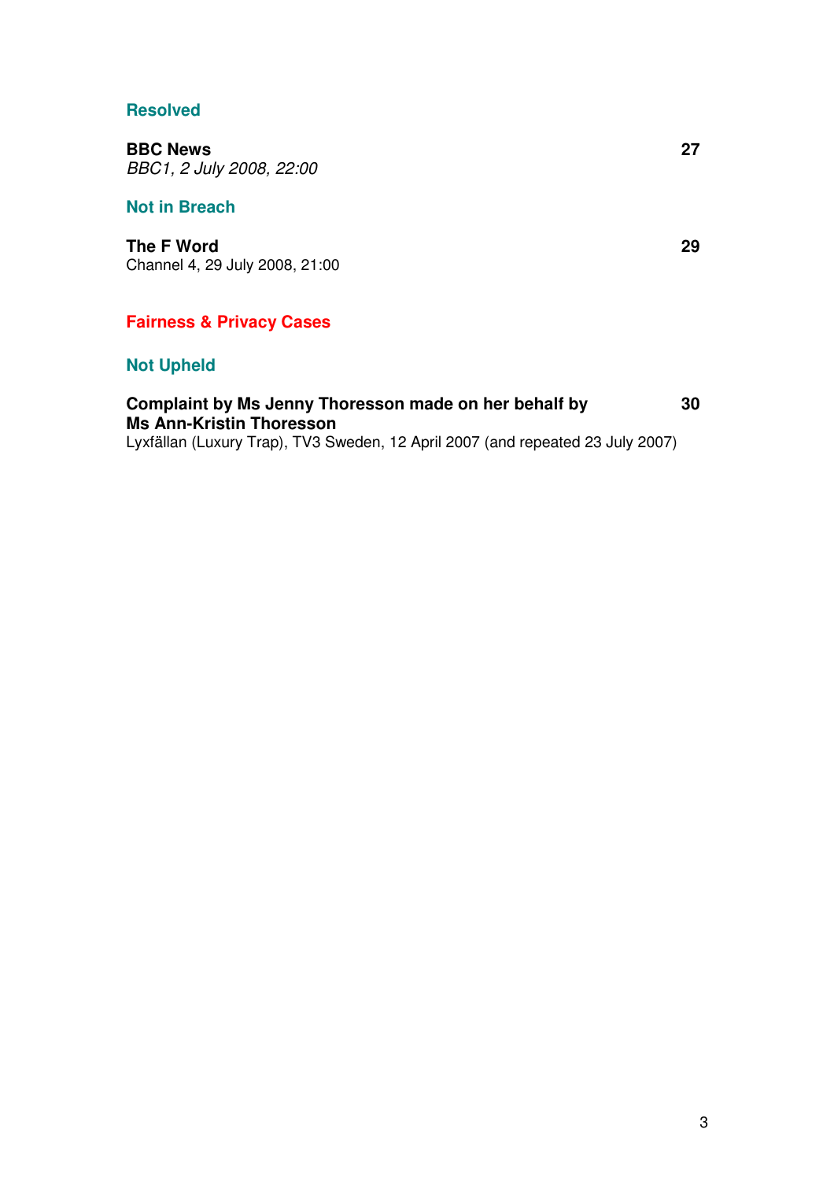### Resolved

**BBC News** **27**
*BBC1, 2 July 2008, 22:00*

### Not in Breach

**The F Word** **29**
Channel 4, 29 July 2008, 21:00

## Fairness & Privacy Cases

### Not Upheld

**Complaint by Ms Jenny Thoresson made on her behalf by Ms Ann-Kristin Thoresson** **30**
Lyxfällan (Luxury Trap), TV3 Sweden, 12 April 2007 (and repeated 23 July 2007)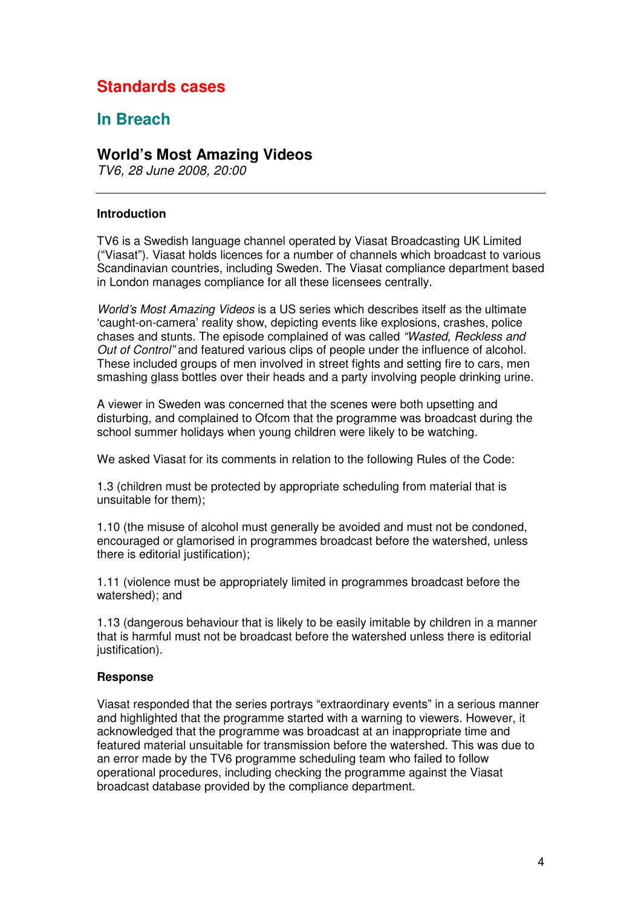# Standards cases

## In Breach

### World's Most Amazing Videos

*TV6, 28 June 2008, 20:00*

---

**Introduction**

TV6 is a Swedish language channel operated by Viasat Broadcasting UK Limited ("Viasat"). Viasat holds licences for a number of channels which broadcast to various Scandinavian countries, including Sweden. The Viasat compliance department based in London manages compliance for all these licensees centrally.

*World's Most Amazing Videos* is a US series which describes itself as the ultimate 'caught-on-camera' reality show, depicting events like explosions, crashes, police chases and stunts. The episode complained of was called *"Wasted, Reckless and Out of Control"* and featured various clips of people under the influence of alcohol. These included groups of men involved in street fights and setting fire to cars, men smashing glass bottles over their heads and a party involving people drinking urine.

A viewer in Sweden was concerned that the scenes were both upsetting and disturbing, and complained to Ofcom that the programme was broadcast during the school summer holidays when young children were likely to be watching.

We asked Viasat for its comments in relation to the following Rules of the Code:

1.3 (children must be protected by appropriate scheduling from material that is unsuitable for them);

1.10 (the misuse of alcohol must generally be avoided and must not be condoned, encouraged or glamorised in programmes broadcast before the watershed, unless there is editorial justification);

1.11 (violence must be appropriately limited in programmes broadcast before the watershed); and

1.13 (dangerous behaviour that is likely to be easily imitable by children in a manner that is harmful must not be broadcast before the watershed unless there is editorial justification).

**Response**

Viasat responded that the series portrays "extraordinary events" in a serious manner and highlighted that the programme started with a warning to viewers. However, it acknowledged that the programme was broadcast at an inappropriate time and featured material unsuitable for transmission before the watershed. This was due to an error made by the TV6 programme scheduling team who failed to follow operational procedures, including checking the programme against the Viasat broadcast database provided by the compliance department.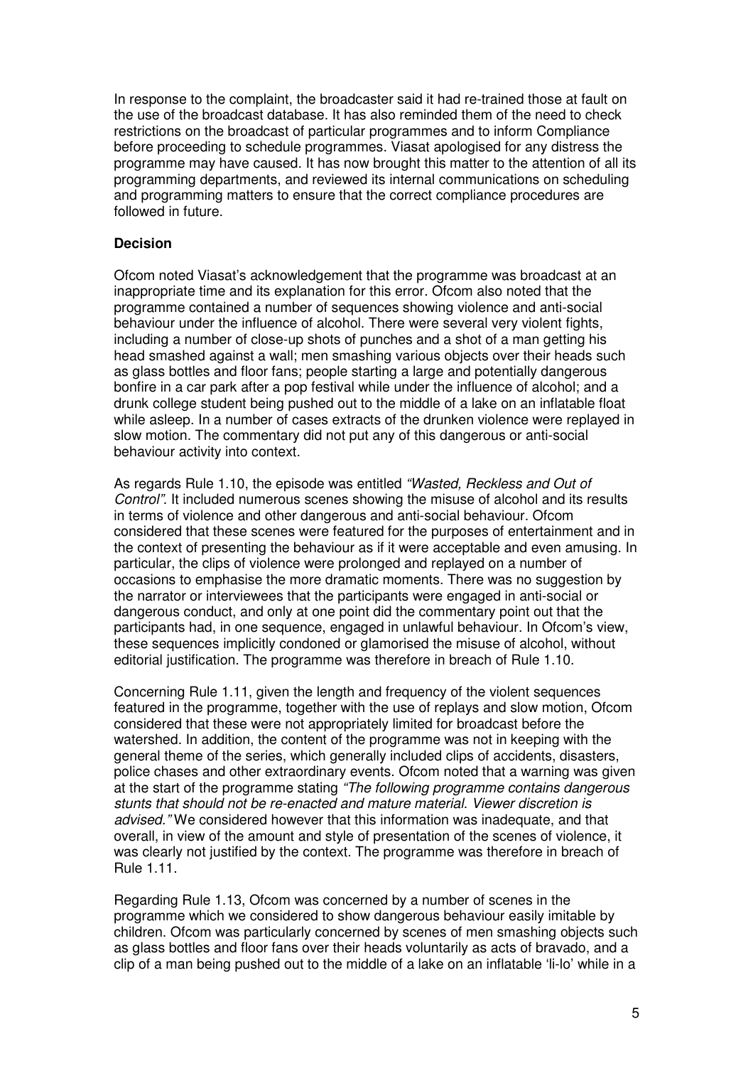In response to the complaint, the broadcaster said it had re-trained those at fault on the use of the broadcast database. It has also reminded them of the need to check restrictions on the broadcast of particular programmes and to inform Compliance before proceeding to schedule programmes. Viasat apologised for any distress the programme may have caused. It has now brought this matter to the attention of all its programming departments, and reviewed its internal communications on scheduling and programming matters to ensure that the correct compliance procedures are followed in future.

**Decision**

Ofcom noted Viasat's acknowledgement that the programme was broadcast at an inappropriate time and its explanation for this error. Ofcom also noted that the programme contained a number of sequences showing violence and anti-social behaviour under the influence of alcohol. There were several very violent fights, including a number of close-up shots of punches and a shot of a man getting his head smashed against a wall; men smashing various objects over their heads such as glass bottles and floor fans; people starting a large and potentially dangerous bonfire in a car park after a pop festival while under the influence of alcohol; and a drunk college student being pushed out to the middle of a lake on an inflatable float while asleep. In a number of cases extracts of the drunken violence were replayed in slow motion. The commentary did not put any of this dangerous or anti-social behaviour activity into context.

As regards Rule 1.10, the episode was entitled *"Wasted, Reckless and Out of Control"*. It included numerous scenes showing the misuse of alcohol and its results in terms of violence and other dangerous and anti-social behaviour. Ofcom considered that these scenes were featured for the purposes of entertainment and in the context of presenting the behaviour as if it were acceptable and even amusing. In particular, the clips of violence were prolonged and replayed on a number of occasions to emphasise the more dramatic moments. There was no suggestion by the narrator or interviewees that the participants were engaged in anti-social or dangerous conduct, and only at one point did the commentary point out that the participants had, in one sequence, engaged in unlawful behaviour. In Ofcom's view, these sequences implicitly condoned or glamorised the misuse of alcohol, without editorial justification. The programme was therefore in breach of Rule 1.10.

Concerning Rule 1.11, given the length and frequency of the violent sequences featured in the programme, together with the use of replays and slow motion, Ofcom considered that these were not appropriately limited for broadcast before the watershed. In addition, the content of the programme was not in keeping with the general theme of the series, which generally included clips of accidents, disasters, police chases and other extraordinary events. Ofcom noted that a warning was given at the start of the programme stating *"The following programme contains dangerous stunts that should not be re-enacted and mature material. Viewer discretion is advised."* We considered however that this information was inadequate, and that overall, in view of the amount and style of presentation of the scenes of violence, it was clearly not justified by the context. The programme was therefore in breach of Rule 1.11.

Regarding Rule 1.13, Ofcom was concerned by a number of scenes in the programme which we considered to show dangerous behaviour easily imitable by children. Ofcom was particularly concerned by scenes of men smashing objects such as glass bottles and floor fans over their heads voluntarily as acts of bravado, and a clip of a man being pushed out to the middle of a lake on an inflatable 'li-lo' while in a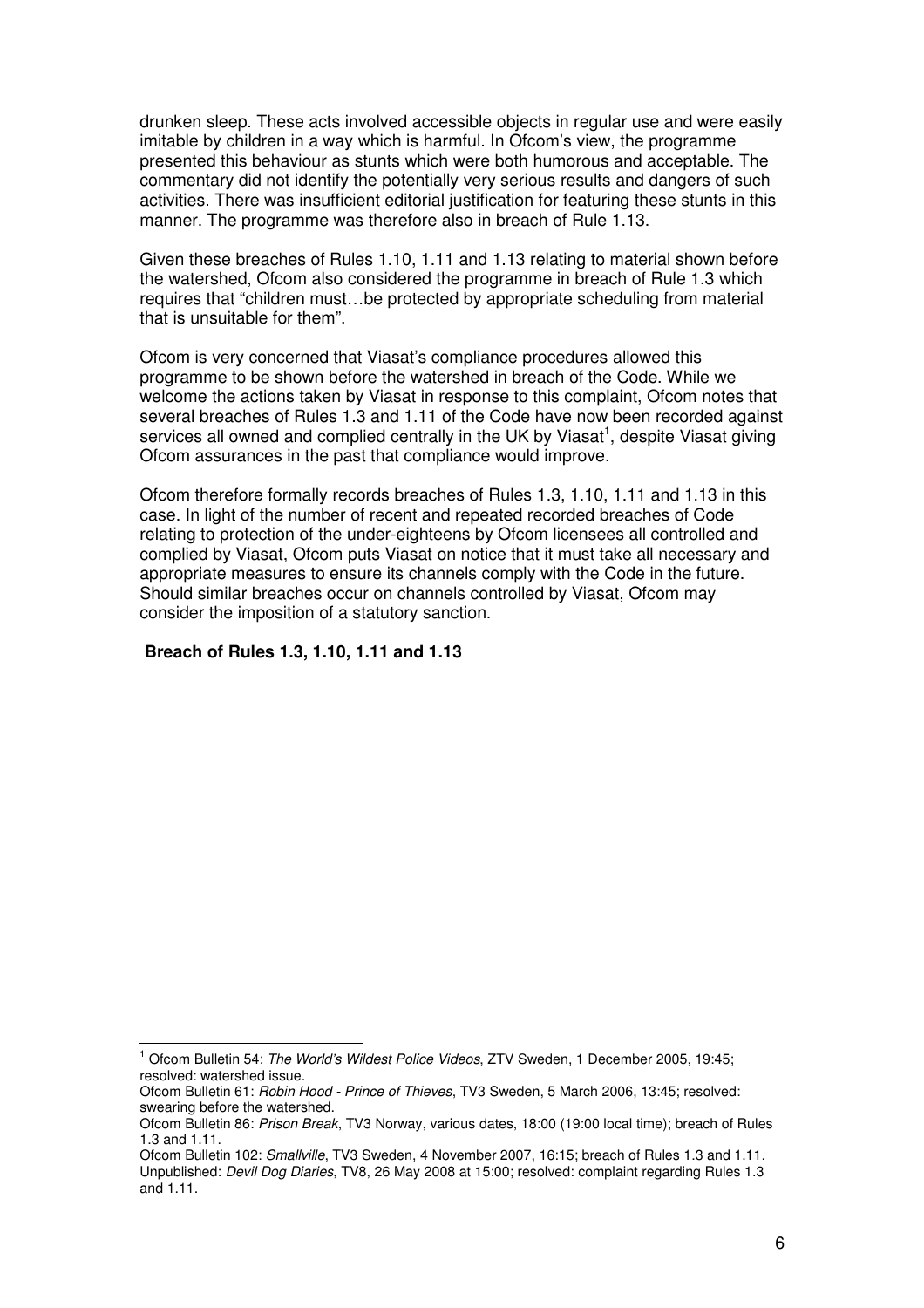drunken sleep. These acts involved accessible objects in regular use and were easily imitable by children in a way which is harmful. In Ofcom's view, the programme presented this behaviour as stunts which were both humorous and acceptable. The commentary did not identify the potentially very serious results and dangers of such activities. There was insufficient editorial justification for featuring these stunts in this manner. The programme was therefore also in breach of Rule 1.13.

Given these breaches of Rules 1.10, 1.11 and 1.13 relating to material shown before the watershed, Ofcom also considered the programme in breach of Rule 1.3 which requires that "children must…be protected by appropriate scheduling from material that is unsuitable for them".

Ofcom is very concerned that Viasat's compliance procedures allowed this programme to be shown before the watershed in breach of the Code. While we welcome the actions taken by Viasat in response to this complaint, Ofcom notes that several breaches of Rules 1.3 and 1.11 of the Code have now been recorded against services all owned and complied centrally in the UK by Viasat[1], despite Viasat giving Ofcom assurances in the past that compliance would improve.

Ofcom therefore formally records breaches of Rules 1.3, 1.10, 1.11 and 1.13 in this case. In light of the number of recent and repeated recorded breaches of Code relating to protection of the under-eighteens by Ofcom licensees all controlled and complied by Viasat, Ofcom puts Viasat on notice that it must take all necessary and appropriate measures to ensure its channels comply with the Code in the future. Should similar breaches occur on channels controlled by Viasat, Ofcom may consider the imposition of a statutory sanction.

**Breach of Rules 1.3, 1.10, 1.11 and 1.13**

---

[1] Ofcom Bulletin 54: *The World's Wildest Police Videos*, ZTV Sweden, 1 December 2005, 19:45; resolved: watershed issue.
Ofcom Bulletin 61: *Robin Hood - Prince of Thieves*, TV3 Sweden, 5 March 2006, 13:45; resolved: swearing before the watershed.
Ofcom Bulletin 86: *Prison Break*, TV3 Norway, various dates, 18:00 (19:00 local time); breach of Rules 1.3 and 1.11.
Ofcom Bulletin 102: *Smallville*, TV3 Sweden, 4 November 2007, 16:15; breach of Rules 1.3 and 1.11.
Unpublished: *Devil Dog Diaries*, TV8, 26 May 2008 at 15:00; resolved: complaint regarding Rules 1.3 and 1.11.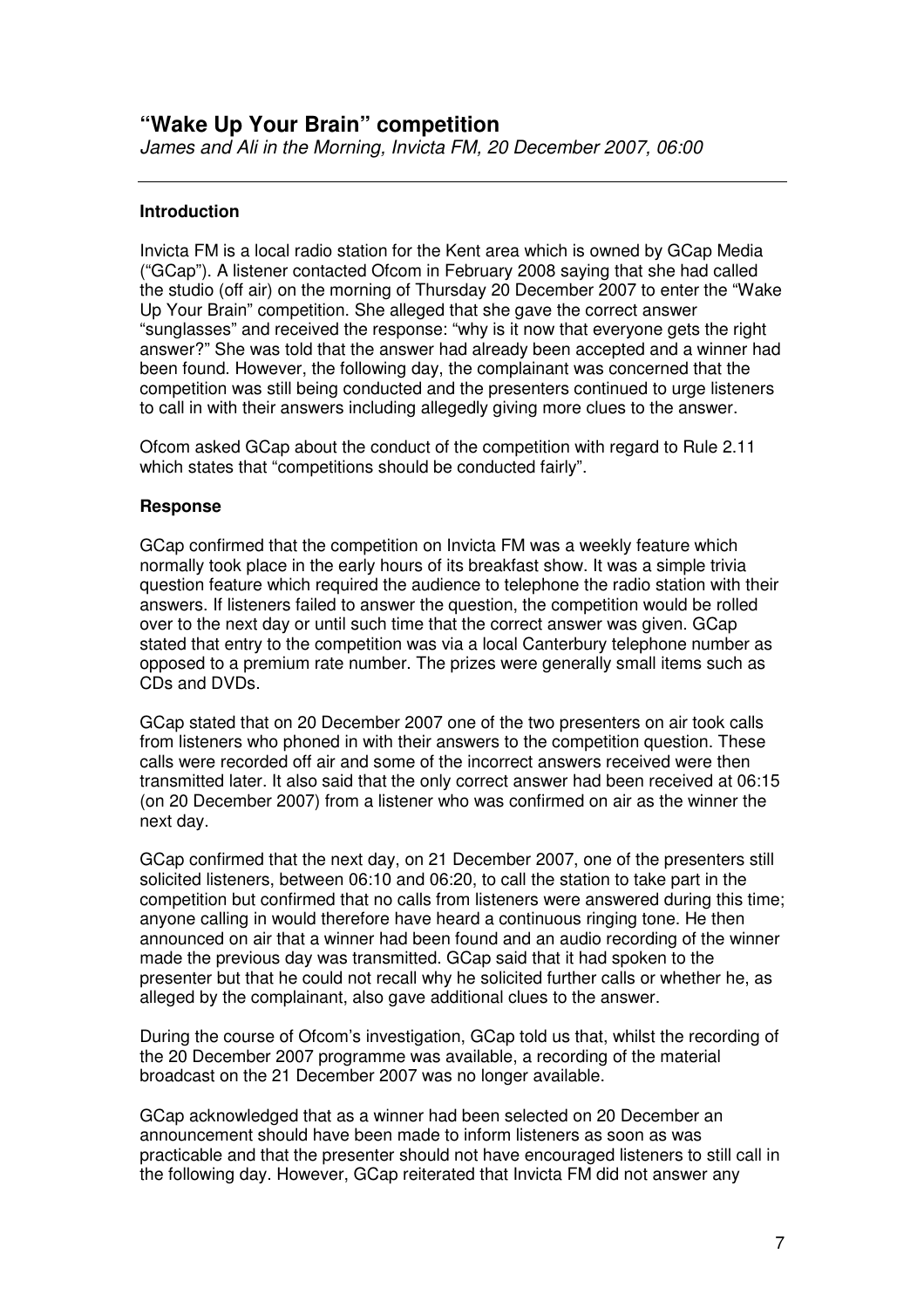## "Wake Up Your Brain" competition

*James and Ali in the Morning, Invicta FM, 20 December 2007, 06:00*

---

### Introduction

Invicta FM is a local radio station for the Kent area which is owned by GCap Media ("GCap"). A listener contacted Ofcom in February 2008 saying that she had called the studio (off air) on the morning of Thursday 20 December 2007 to enter the "Wake Up Your Brain" competition. She alleged that she gave the correct answer "sunglasses" and received the response: "why is it now that everyone gets the right answer?" She was told that the answer had already been accepted and a winner had been found. However, the following day, the complainant was concerned that the competition was still being conducted and the presenters continued to urge listeners to call in with their answers including allegedly giving more clues to the answer.

Ofcom asked GCap about the conduct of the competition with regard to Rule 2.11 which states that "competitions should be conducted fairly".

### Response

GCap confirmed that the competition on Invicta FM was a weekly feature which normally took place in the early hours of its breakfast show. It was a simple trivia question feature which required the audience to telephone the radio station with their answers. If listeners failed to answer the question, the competition would be rolled over to the next day or until such time that the correct answer was given. GCap stated that entry to the competition was via a local Canterbury telephone number as opposed to a premium rate number. The prizes were generally small items such as CDs and DVDs.

GCap stated that on 20 December 2007 one of the two presenters on air took calls from listeners who phoned in with their answers to the competition question. These calls were recorded off air and some of the incorrect answers received were then transmitted later. It also said that the only correct answer had been received at 06:15 (on 20 December 2007) from a listener who was confirmed on air as the winner the next day.

GCap confirmed that the next day, on 21 December 2007, one of the presenters still solicited listeners, between 06:10 and 06:20, to call the station to take part in the competition but confirmed that no calls from listeners were answered during this time; anyone calling in would therefore have heard a continuous ringing tone. He then announced on air that a winner had been found and an audio recording of the winner made the previous day was transmitted. GCap said that it had spoken to the presenter but that he could not recall why he solicited further calls or whether he, as alleged by the complainant, also gave additional clues to the answer.

During the course of Ofcom's investigation, GCap told us that, whilst the recording of the 20 December 2007 programme was available, a recording of the material broadcast on the 21 December 2007 was no longer available.

GCap acknowledged that as a winner had been selected on 20 December an announcement should have been made to inform listeners as soon as was practicable and that the presenter should not have encouraged listeners to still call in the following day. However, GCap reiterated that Invicta FM did not answer any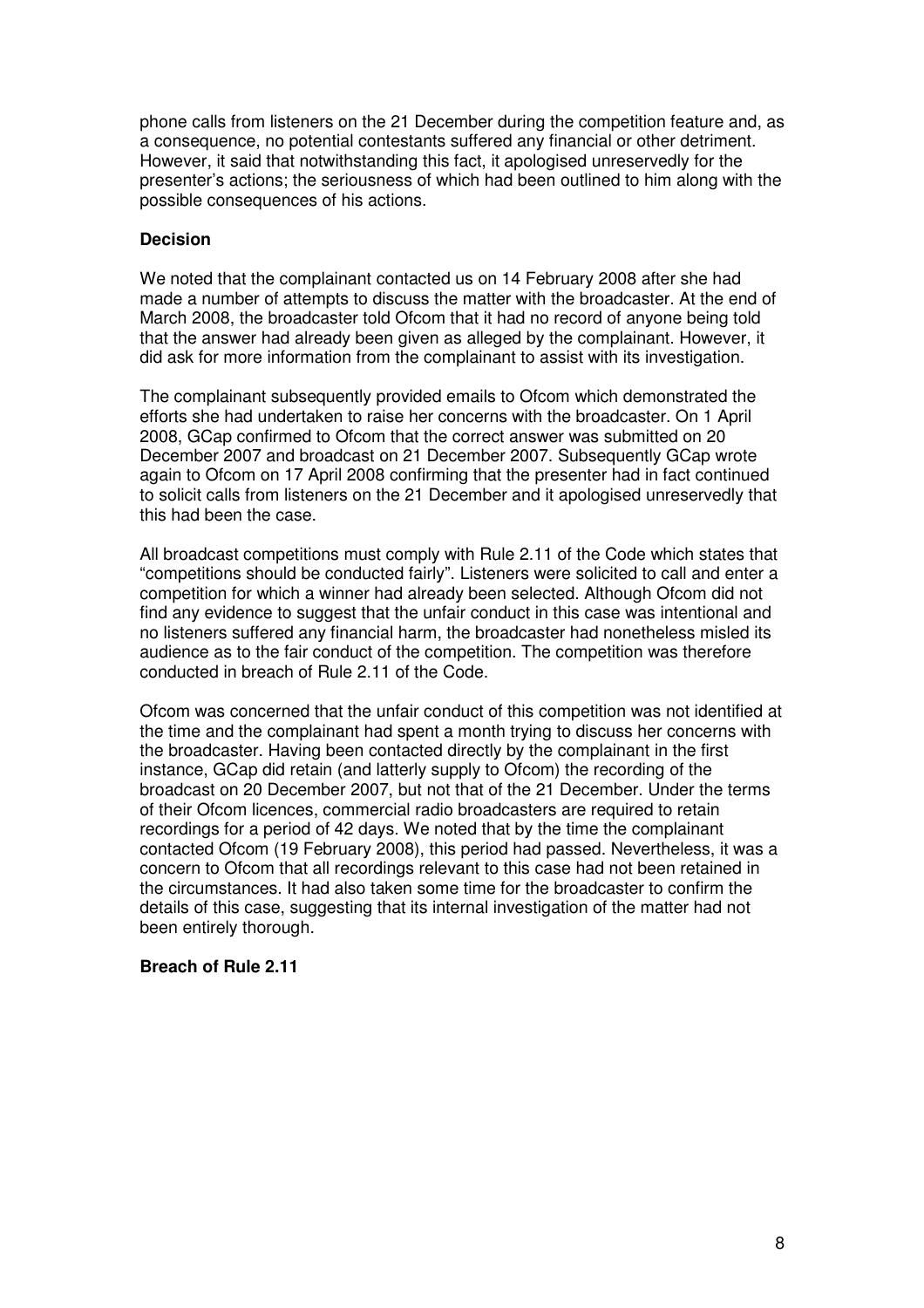phone calls from listeners on the 21 December during the competition feature and, as a consequence, no potential contestants suffered any financial or other detriment. However, it said that notwithstanding this fact, it apologised unreservedly for the presenter's actions; the seriousness of which had been outlined to him along with the possible consequences of his actions.

**Decision**

We noted that the complainant contacted us on 14 February 2008 after she had made a number of attempts to discuss the matter with the broadcaster. At the end of March 2008, the broadcaster told Ofcom that it had no record of anyone being told that the answer had already been given as alleged by the complainant. However, it did ask for more information from the complainant to assist with its investigation.

The complainant subsequently provided emails to Ofcom which demonstrated the efforts she had undertaken to raise her concerns with the broadcaster. On 1 April 2008, GCap confirmed to Ofcom that the correct answer was submitted on 20 December 2007 and broadcast on 21 December 2007. Subsequently GCap wrote again to Ofcom on 17 April 2008 confirming that the presenter had in fact continued to solicit calls from listeners on the 21 December and it apologised unreservedly that this had been the case.

All broadcast competitions must comply with Rule 2.11 of the Code which states that "competitions should be conducted fairly". Listeners were solicited to call and enter a competition for which a winner had already been selected. Although Ofcom did not find any evidence to suggest that the unfair conduct in this case was intentional and no listeners suffered any financial harm, the broadcaster had nonetheless misled its audience as to the fair conduct of the competition. The competition was therefore conducted in breach of Rule 2.11 of the Code.

Ofcom was concerned that the unfair conduct of this competition was not identified at the time and the complainant had spent a month trying to discuss her concerns with the broadcaster. Having been contacted directly by the complainant in the first instance, GCap did retain (and latterly supply to Ofcom) the recording of the broadcast on 20 December 2007, but not that of the 21 December. Under the terms of their Ofcom licences, commercial radio broadcasters are required to retain recordings for a period of 42 days. We noted that by the time the complainant contacted Ofcom (19 February 2008), this period had passed. Nevertheless, it was a concern to Ofcom that all recordings relevant to this case had not been retained in the circumstances. It had also taken some time for the broadcaster to confirm the details of this case, suggesting that its internal investigation of the matter had not been entirely thorough.

**Breach of Rule 2.11**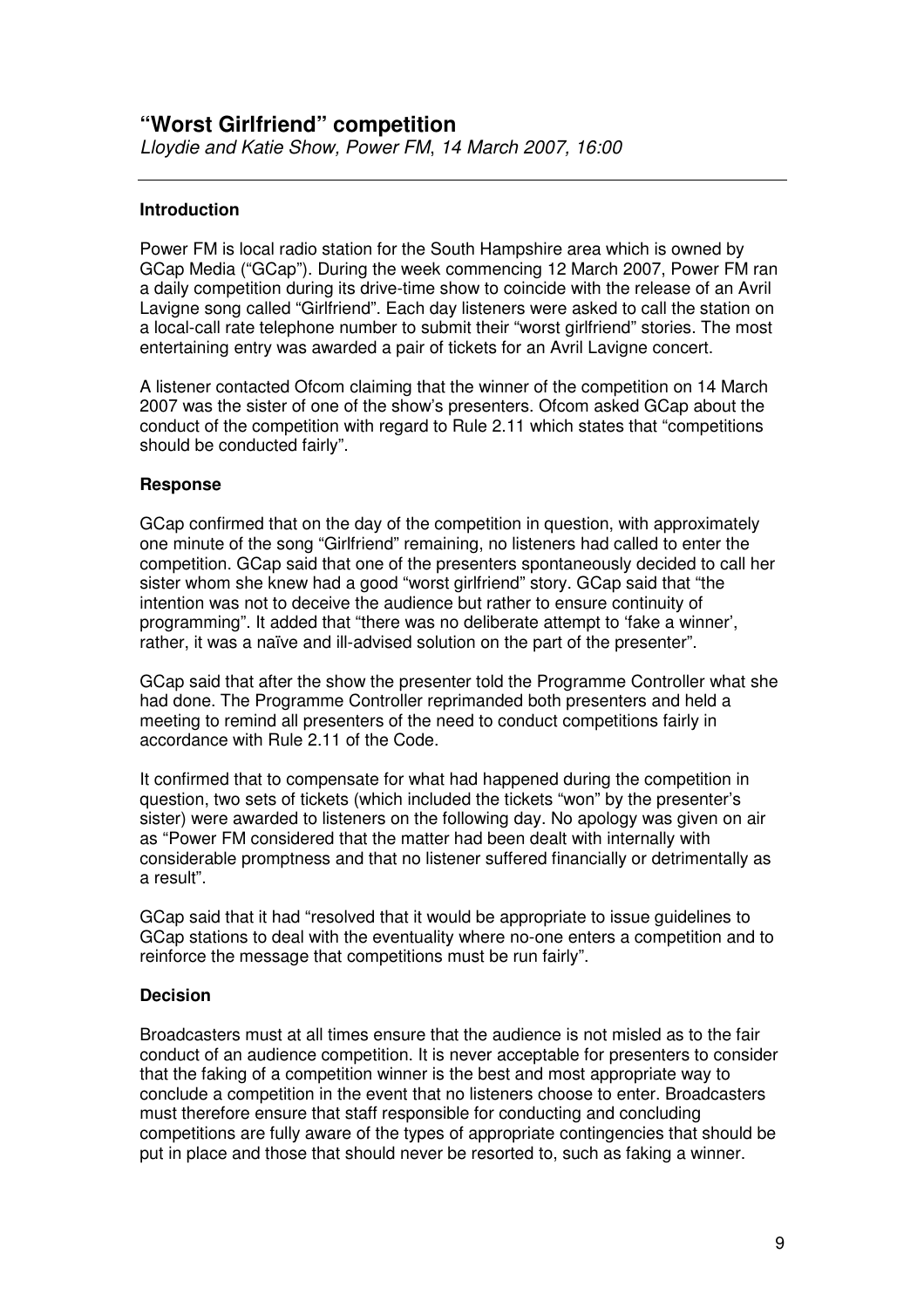## "Worst Girlfriend" competition

*Lloydie and Katie Show, Power FM, 14 March 2007, 16:00*

### Introduction

Power FM is local radio station for the South Hampshire area which is owned by GCap Media ("GCap"). During the week commencing 12 March 2007, Power FM ran a daily competition during its drive-time show to coincide with the release of an Avril Lavigne song called "Girlfriend". Each day listeners were asked to call the station on a local-call rate telephone number to submit their "worst girlfriend" stories. The most entertaining entry was awarded a pair of tickets for an Avril Lavigne concert.

A listener contacted Ofcom claiming that the winner of the competition on 14 March 2007 was the sister of one of the show's presenters. Ofcom asked GCap about the conduct of the competition with regard to Rule 2.11 which states that "competitions should be conducted fairly".

### Response

GCap confirmed that on the day of the competition in question, with approximately one minute of the song "Girlfriend" remaining, no listeners had called to enter the competition. GCap said that one of the presenters spontaneously decided to call her sister whom she knew had a good "worst girlfriend" story. GCap said that "the intention was not to deceive the audience but rather to ensure continuity of programming". It added that "there was no deliberate attempt to 'fake a winner', rather, it was a naïve and ill-advised solution on the part of the presenter".

GCap said that after the show the presenter told the Programme Controller what she had done. The Programme Controller reprimanded both presenters and held a meeting to remind all presenters of the need to conduct competitions fairly in accordance with Rule 2.11 of the Code.

It confirmed that to compensate for what had happened during the competition in question, two sets of tickets (which included the tickets "won" by the presenter's sister) were awarded to listeners on the following day. No apology was given on air as "Power FM considered that the matter had been dealt with internally with considerable promptness and that no listener suffered financially or detrimentally as a result".

GCap said that it had "resolved that it would be appropriate to issue guidelines to GCap stations to deal with the eventuality where no-one enters a competition and to reinforce the message that competitions must be run fairly".

### Decision

Broadcasters must at all times ensure that the audience is not misled as to the fair conduct of an audience competition. It is never acceptable for presenters to consider that the faking of a competition winner is the best and most appropriate way to conclude a competition in the event that no listeners choose to enter. Broadcasters must therefore ensure that staff responsible for conducting and concluding competitions are fully aware of the types of appropriate contingencies that should be put in place and those that should never be resorted to, such as faking a winner.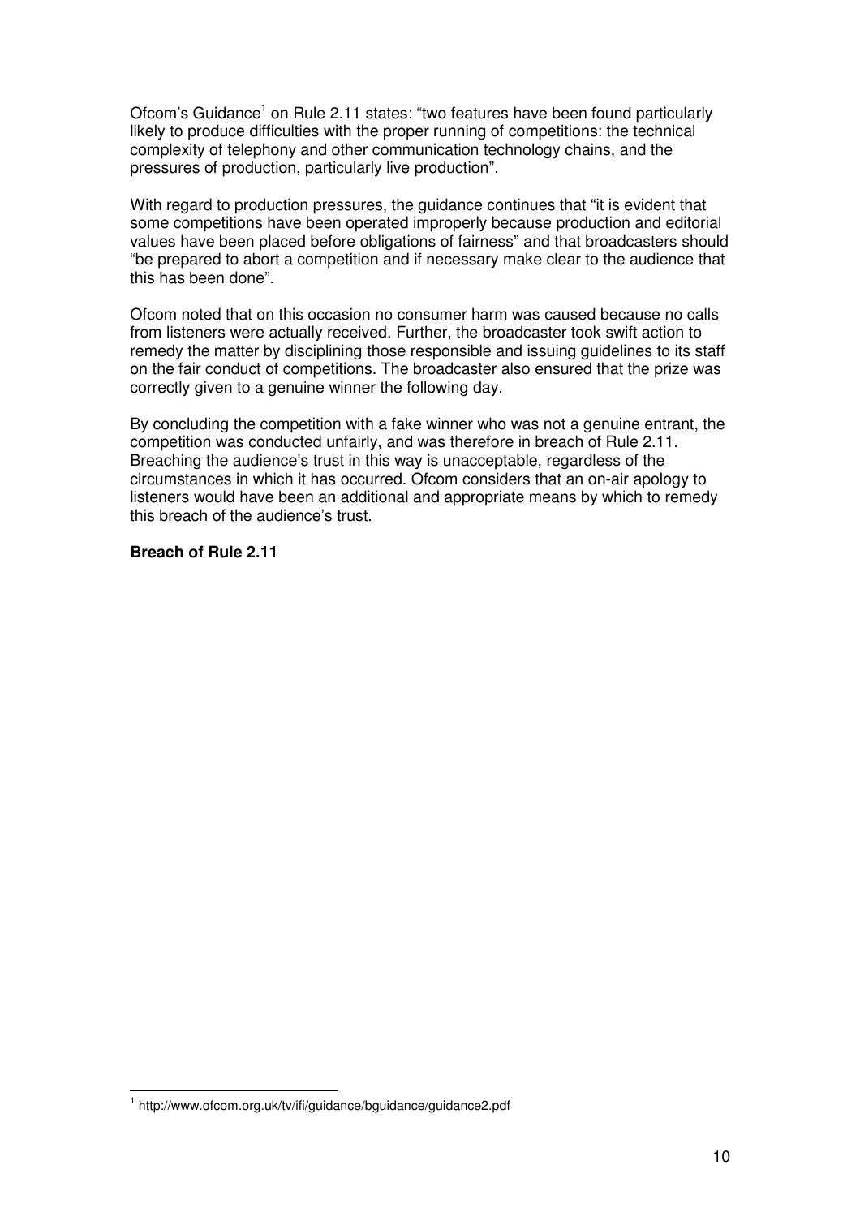Ofcom's Guidance[1] on Rule 2.11 states: "two features have been found particularly likely to produce difficulties with the proper running of competitions: the technical complexity of telephony and other communication technology chains, and the pressures of production, particularly live production".

With regard to production pressures, the guidance continues that "it is evident that some competitions have been operated improperly because production and editorial values have been placed before obligations of fairness" and that broadcasters should "be prepared to abort a competition and if necessary make clear to the audience that this has been done".

Ofcom noted that on this occasion no consumer harm was caused because no calls from listeners were actually received. Further, the broadcaster took swift action to remedy the matter by disciplining those responsible and issuing guidelines to its staff on the fair conduct of competitions. The broadcaster also ensured that the prize was correctly given to a genuine winner the following day.

By concluding the competition with a fake winner who was not a genuine entrant, the competition was conducted unfairly, and was therefore in breach of Rule 2.11. Breaching the audience's trust in this way is unacceptable, regardless of the circumstances in which it has occurred. Ofcom considers that an on-air apology to listeners would have been an additional and appropriate means by which to remedy this breach of the audience's trust.

**Breach of Rule 2.11**

[1] http://www.ofcom.org.uk/tv/ifi/guidance/bguidance/guidance2.pdf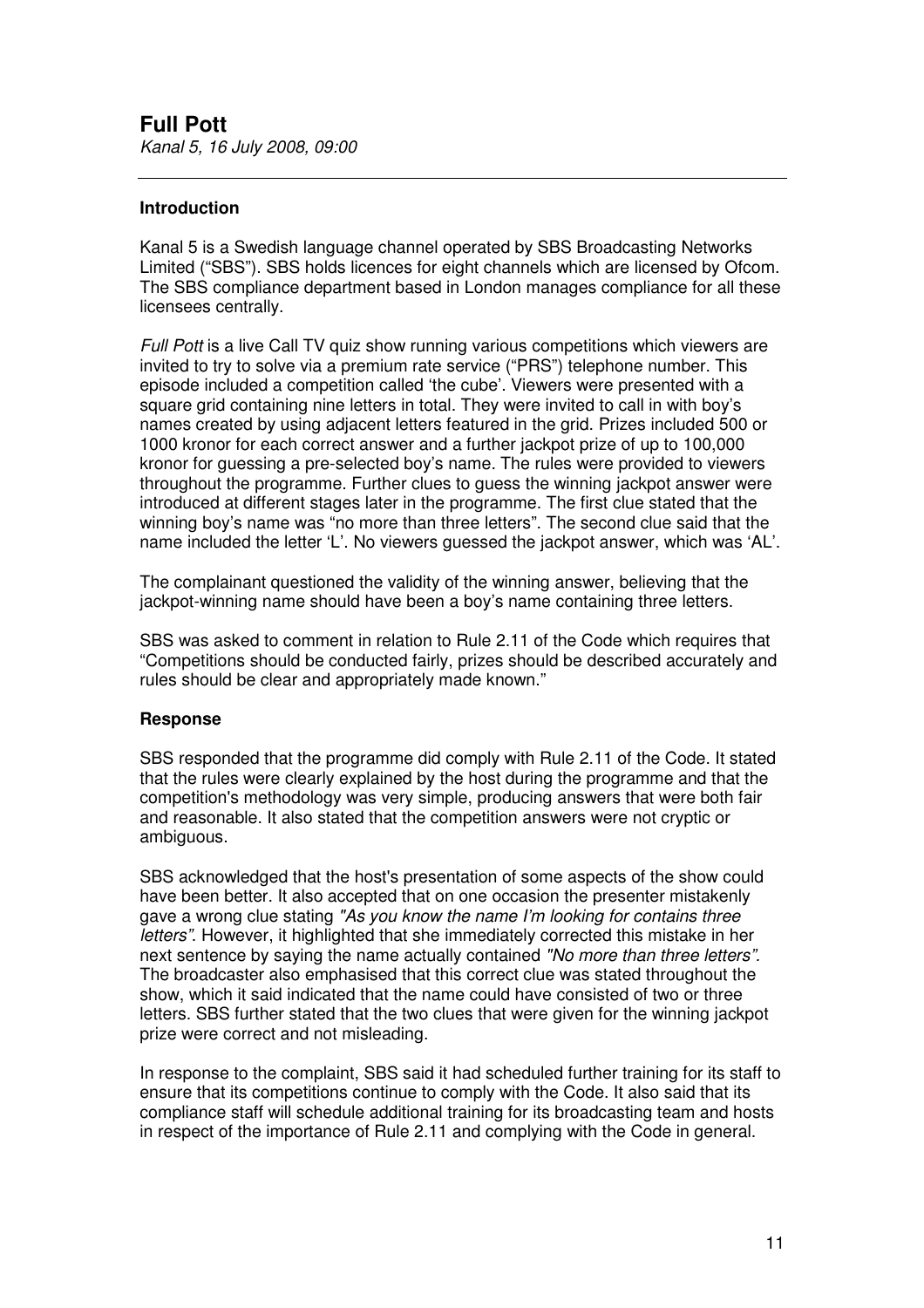# Full Pott

*Kanal 5, 16 July 2008, 09:00*

---

### Introduction

Kanal 5 is a Swedish language channel operated by SBS Broadcasting Networks Limited ("SBS"). SBS holds licences for eight channels which are licensed by Ofcom. The SBS compliance department based in London manages compliance for all these licensees centrally.

*Full Pott* is a live Call TV quiz show running various competitions which viewers are invited to try to solve via a premium rate service ("PRS") telephone number. This episode included a competition called 'the cube'. Viewers were presented with a square grid containing nine letters in total. They were invited to call in with boy's names created by using adjacent letters featured in the grid. Prizes included 500 or 1000 kronor for each correct answer and a further jackpot prize of up to 100,000 kronor for guessing a pre-selected boy's name. The rules were provided to viewers throughout the programme. Further clues to guess the winning jackpot answer were introduced at different stages later in the programme. The first clue stated that the winning boy's name was "no more than three letters". The second clue said that the name included the letter 'L'. No viewers guessed the jackpot answer, which was 'AL'.

The complainant questioned the validity of the winning answer, believing that the jackpot-winning name should have been a boy's name containing three letters.

SBS was asked to comment in relation to Rule 2.11 of the Code which requires that "Competitions should be conducted fairly, prizes should be described accurately and rules should be clear and appropriately made known."

### Response

SBS responded that the programme did comply with Rule 2.11 of the Code. It stated that the rules were clearly explained by the host during the programme and that the competition's methodology was very simple, producing answers that were both fair and reasonable. It also stated that the competition answers were not cryptic or ambiguous.

SBS acknowledged that the host's presentation of some aspects of the show could have been better. It also accepted that on one occasion the presenter mistakenly gave a wrong clue stating *"As you know the name I'm looking for contains three letters"*. However, it highlighted that she immediately corrected this mistake in her next sentence by saying the name actually contained *"No more than three letters".* The broadcaster also emphasised that this correct clue was stated throughout the show, which it said indicated that the name could have consisted of two or three letters. SBS further stated that the two clues that were given for the winning jackpot prize were correct and not misleading.

In response to the complaint, SBS said it had scheduled further training for its staff to ensure that its competitions continue to comply with the Code. It also said that its compliance staff will schedule additional training for its broadcasting team and hosts in respect of the importance of Rule 2.11 and complying with the Code in general.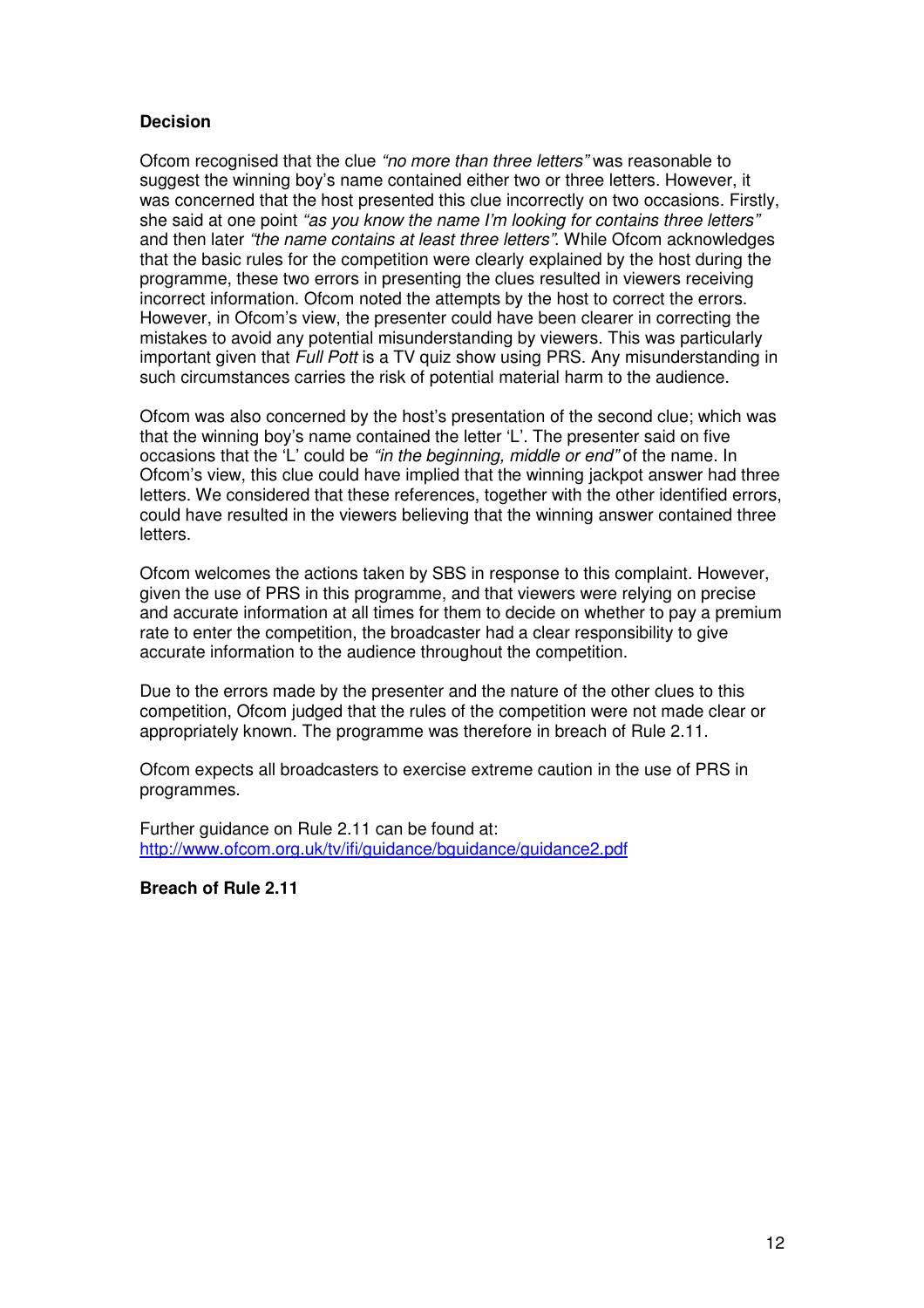**Decision**

Ofcom recognised that the clue *"no more than three letters"* was reasonable to suggest the winning boy's name contained either two or three letters. However, it was concerned that the host presented this clue incorrectly on two occasions. Firstly, she said at one point *"as you know the name I'm looking for contains three letters"* and then later *"the name contains at least three letters"*. While Ofcom acknowledges that the basic rules for the competition were clearly explained by the host during the programme, these two errors in presenting the clues resulted in viewers receiving incorrect information. Ofcom noted the attempts by the host to correct the errors. However, in Ofcom's view, the presenter could have been clearer in correcting the mistakes to avoid any potential misunderstanding by viewers. This was particularly important given that *Full Pott* is a TV quiz show using PRS. Any misunderstanding in such circumstances carries the risk of potential material harm to the audience.

Ofcom was also concerned by the host's presentation of the second clue; which was that the winning boy's name contained the letter 'L'. The presenter said on five occasions that the 'L' could be *"in the beginning, middle or end"* of the name. In Ofcom's view, this clue could have implied that the winning jackpot answer had three letters. We considered that these references, together with the other identified errors, could have resulted in the viewers believing that the winning answer contained three letters.

Ofcom welcomes the actions taken by SBS in response to this complaint. However, given the use of PRS in this programme, and that viewers were relying on precise and accurate information at all times for them to decide on whether to pay a premium rate to enter the competition, the broadcaster had a clear responsibility to give accurate information to the audience throughout the competition.

Due to the errors made by the presenter and the nature of the other clues to this competition, Ofcom judged that the rules of the competition were not made clear or appropriately known. The programme was therefore in breach of Rule 2.11.

Ofcom expects all broadcasters to exercise extreme caution in the use of PRS in programmes.

Further guidance on Rule 2.11 can be found at:
http://www.ofcom.org.uk/tv/ifi/guidance/bguidance/guidance2.pdf

**Breach of Rule 2.11**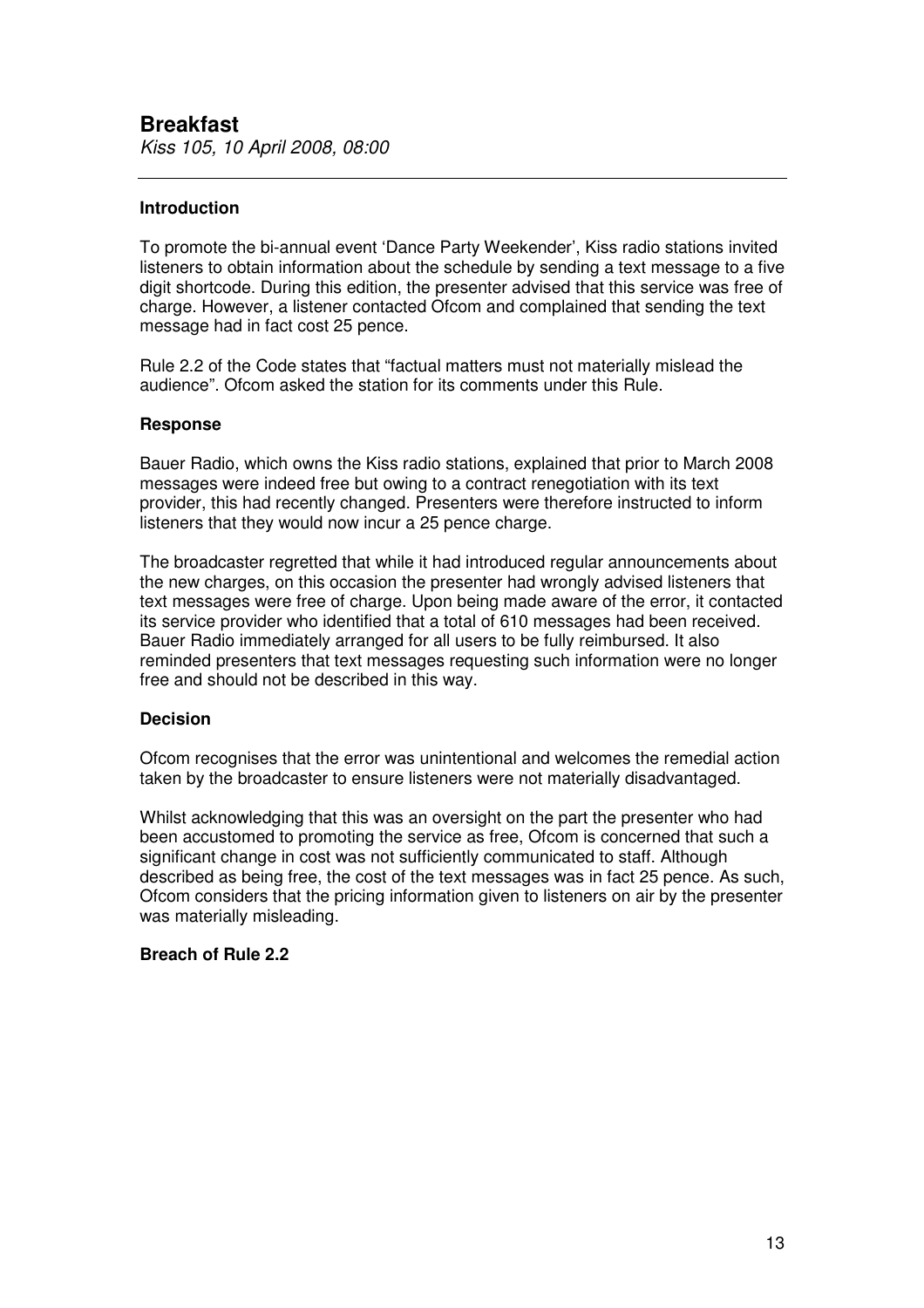## Breakfast

*Kiss 105, 10 April 2008, 08:00*

---

### Introduction

To promote the bi-annual event 'Dance Party Weekender', Kiss radio stations invited listeners to obtain information about the schedule by sending a text message to a five digit shortcode. During this edition, the presenter advised that this service was free of charge. However, a listener contacted Ofcom and complained that sending the text message had in fact cost 25 pence.

Rule 2.2 of the Code states that "factual matters must not materially mislead the audience". Ofcom asked the station for its comments under this Rule.

### Response

Bauer Radio, which owns the Kiss radio stations, explained that prior to March 2008 messages were indeed free but owing to a contract renegotiation with its text provider, this had recently changed. Presenters were therefore instructed to inform listeners that they would now incur a 25 pence charge.

The broadcaster regretted that while it had introduced regular announcements about the new charges, on this occasion the presenter had wrongly advised listeners that text messages were free of charge. Upon being made aware of the error, it contacted its service provider who identified that a total of 610 messages had been received. Bauer Radio immediately arranged for all users to be fully reimbursed. It also reminded presenters that text messages requesting such information were no longer free and should not be described in this way.

### Decision

Ofcom recognises that the error was unintentional and welcomes the remedial action taken by the broadcaster to ensure listeners were not materially disadvantaged.

Whilst acknowledging that this was an oversight on the part the presenter who had been accustomed to promoting the service as free, Ofcom is concerned that such a significant change in cost was not sufficiently communicated to staff. Although described as being free, the cost of the text messages was in fact 25 pence. As such, Ofcom considers that the pricing information given to listeners on air by the presenter was materially misleading.

**Breach of Rule 2.2**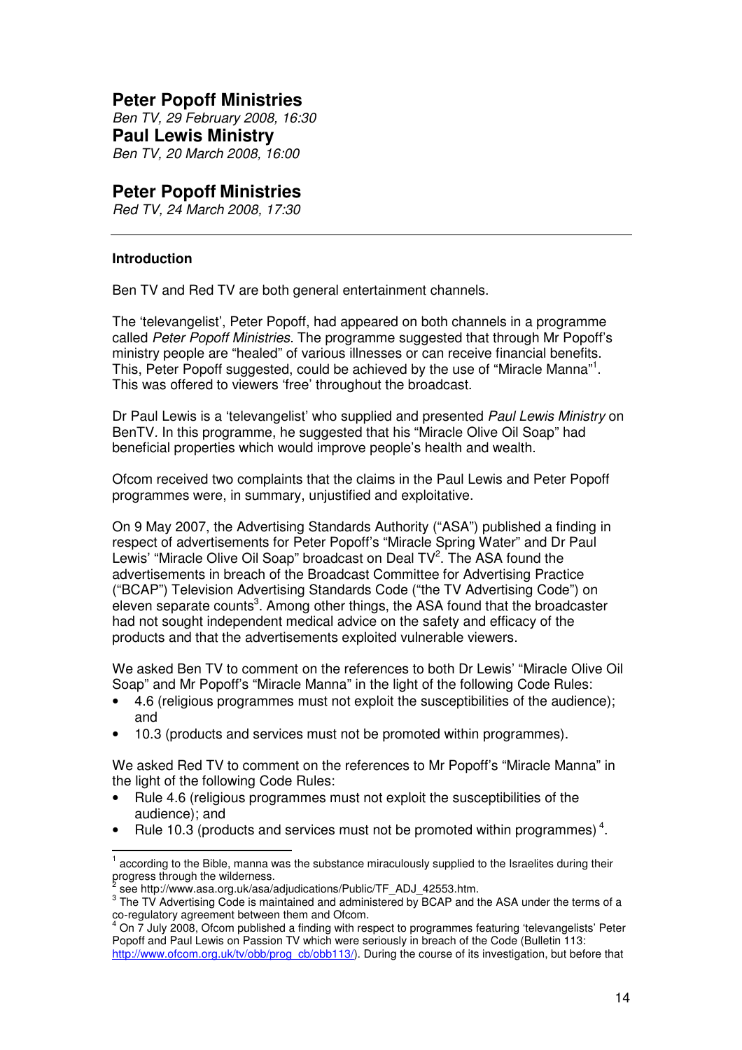## Peter Popoff Ministries

*Ben TV, 29 February 2008, 16:30*

## Paul Lewis Ministry

*Ben TV, 20 March 2008, 16:00*

## Peter Popoff Ministries

*Red TV, 24 March 2008, 17:30*

---

### Introduction

Ben TV and Red TV are both general entertainment channels.

The 'televangelist', Peter Popoff, had appeared on both channels in a programme called *Peter Popoff Ministries*. The programme suggested that through Mr Popoff's ministry people are "healed" of various illnesses or can receive financial benefits. This, Peter Popoff suggested, could be achieved by the use of "Miracle Manna"[1]. This was offered to viewers 'free' throughout the broadcast.

Dr Paul Lewis is a 'televangelist' who supplied and presented *Paul Lewis Ministry* on BenTV. In this programme, he suggested that his "Miracle Olive Oil Soap" had beneficial properties which would improve people's health and wealth.

Ofcom received two complaints that the claims in the Paul Lewis and Peter Popoff programmes were, in summary, unjustified and exploitative.

On 9 May 2007, the Advertising Standards Authority ("ASA") published a finding in respect of advertisements for Peter Popoff's "Miracle Spring Water" and Dr Paul Lewis' "Miracle Olive Oil Soap" broadcast on Deal TV[2]. The ASA found the advertisements in breach of the Broadcast Committee for Advertising Practice ("BCAP") Television Advertising Standards Code ("the TV Advertising Code") on eleven separate counts[3]. Among other things, the ASA found that the broadcaster had not sought independent medical advice on the safety and efficacy of the products and that the advertisements exploited vulnerable viewers.

We asked Ben TV to comment on the references to both Dr Lewis' "Miracle Olive Oil Soap" and Mr Popoff's "Miracle Manna" in the light of the following Code Rules:

- 4.6 (religious programmes must not exploit the susceptibilities of the audience); and
- 10.3 (products and services must not be promoted within programmes).

We asked Red TV to comment on the references to Mr Popoff's "Miracle Manna" in the light of the following Code Rules:

- Rule 4.6 (religious programmes must not exploit the susceptibilities of the audience); and
- Rule 10.3 (products and services must not be promoted within programmes) [4].

---

[1] according to the Bible, manna was the substance miraculously supplied to the Israelites during their progress through the wilderness.

[2] see http://www.asa.org.uk/asa/adjudications/Public/TF_ADJ_42553.htm.

[3] The TV Advertising Code is maintained and administered by BCAP and the ASA under the terms of a co-regulatory agreement between them and Ofcom.

[4] On 7 July 2008, Ofcom published a finding with respect to programmes featuring 'televangelists' Peter Popoff and Paul Lewis on Passion TV which were seriously in breach of the Code (Bulletin 113: http://www.ofcom.org.uk/tv/obb/prog_cb/obb113/). During the course of its investigation, but before that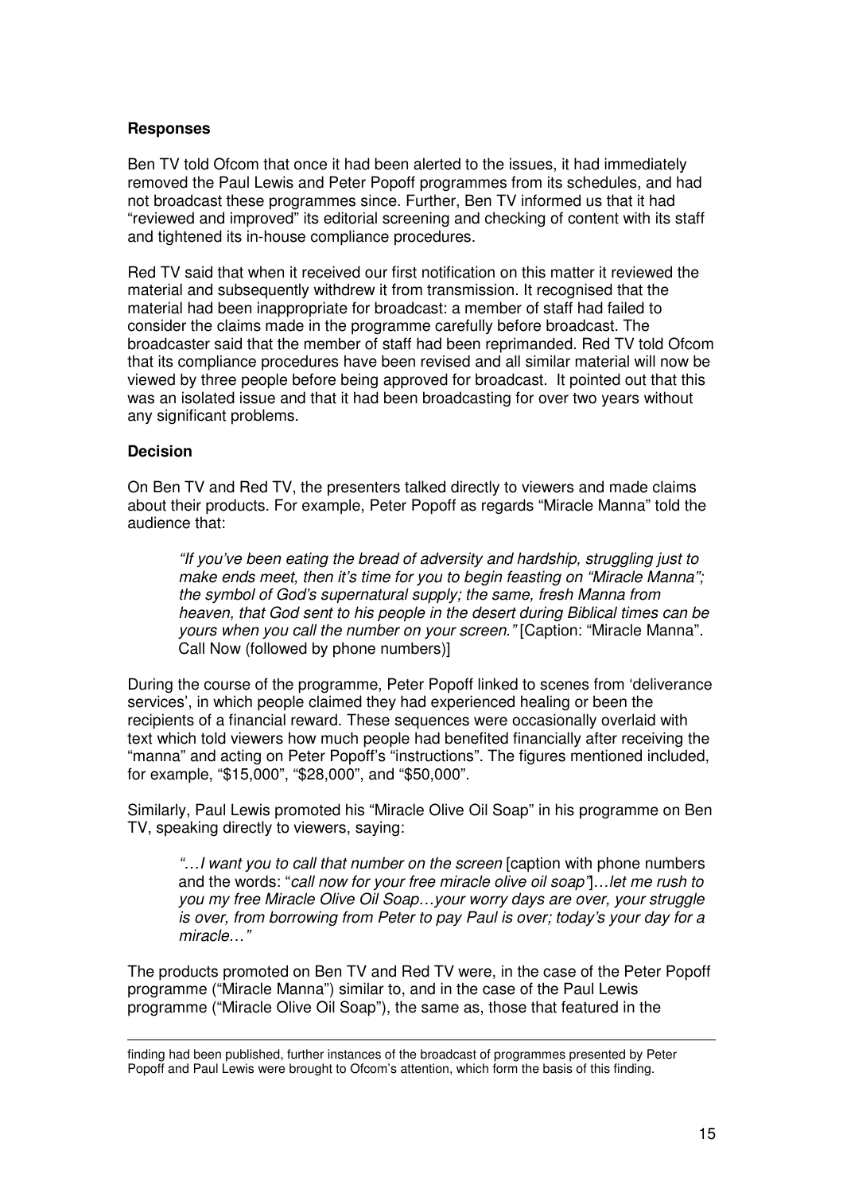**Responses**

Ben TV told Ofcom that once it had been alerted to the issues, it had immediately removed the Paul Lewis and Peter Popoff programmes from its schedules, and had not broadcast these programmes since. Further, Ben TV informed us that it had "reviewed and improved" its editorial screening and checking of content with its staff and tightened its in-house compliance procedures.

Red TV said that when it received our first notification on this matter it reviewed the material and subsequently withdrew it from transmission. It recognised that the material had been inappropriate for broadcast: a member of staff had failed to consider the claims made in the programme carefully before broadcast. The broadcaster said that the member of staff had been reprimanded. Red TV told Ofcom that its compliance procedures have been revised and all similar material will now be viewed by three people before being approved for broadcast. It pointed out that this was an isolated issue and that it had been broadcasting for over two years without any significant problems.

**Decision**

On Ben TV and Red TV, the presenters talked directly to viewers and made claims about their products. For example, Peter Popoff as regards "Miracle Manna" told the audience that:

> *"If you've been eating the bread of adversity and hardship, struggling just to make ends meet, then it's time for you to begin feasting on "Miracle Manna"; the symbol of God's supernatural supply; the same, fresh Manna from heaven, that God sent to his people in the desert during Biblical times can be yours when you call the number on your screen."* [Caption: "Miracle Manna". Call Now (followed by phone numbers)]

During the course of the programme, Peter Popoff linked to scenes from 'deliverance services', in which people claimed they had experienced healing or been the recipients of a financial reward. These sequences were occasionally overlaid with text which told viewers how much people had benefited financially after receiving the "manna" and acting on Peter Popoff's "instructions". The figures mentioned included, for example, "$15,000", "$28,000", and "$50,000".

Similarly, Paul Lewis promoted his "Miracle Olive Oil Soap" in his programme on Ben TV, speaking directly to viewers, saying:

> *"…I want you to call that number on the screen* [caption with phone numbers and the words: "*call now for your free miracle olive oil soap"*]*…let me rush to you my free Miracle Olive Oil Soap…your worry days are over, your struggle is over, from borrowing from Peter to pay Paul is over; today's your day for a miracle…"*

The products promoted on Ben TV and Red TV were, in the case of the Peter Popoff programme ("Miracle Manna") similar to, and in the case of the Paul Lewis programme ("Miracle Olive Oil Soap"), the same as, those that featured in the

---

finding had been published, further instances of the broadcast of programmes presented by Peter Popoff and Paul Lewis were brought to Ofcom's attention, which form the basis of this finding.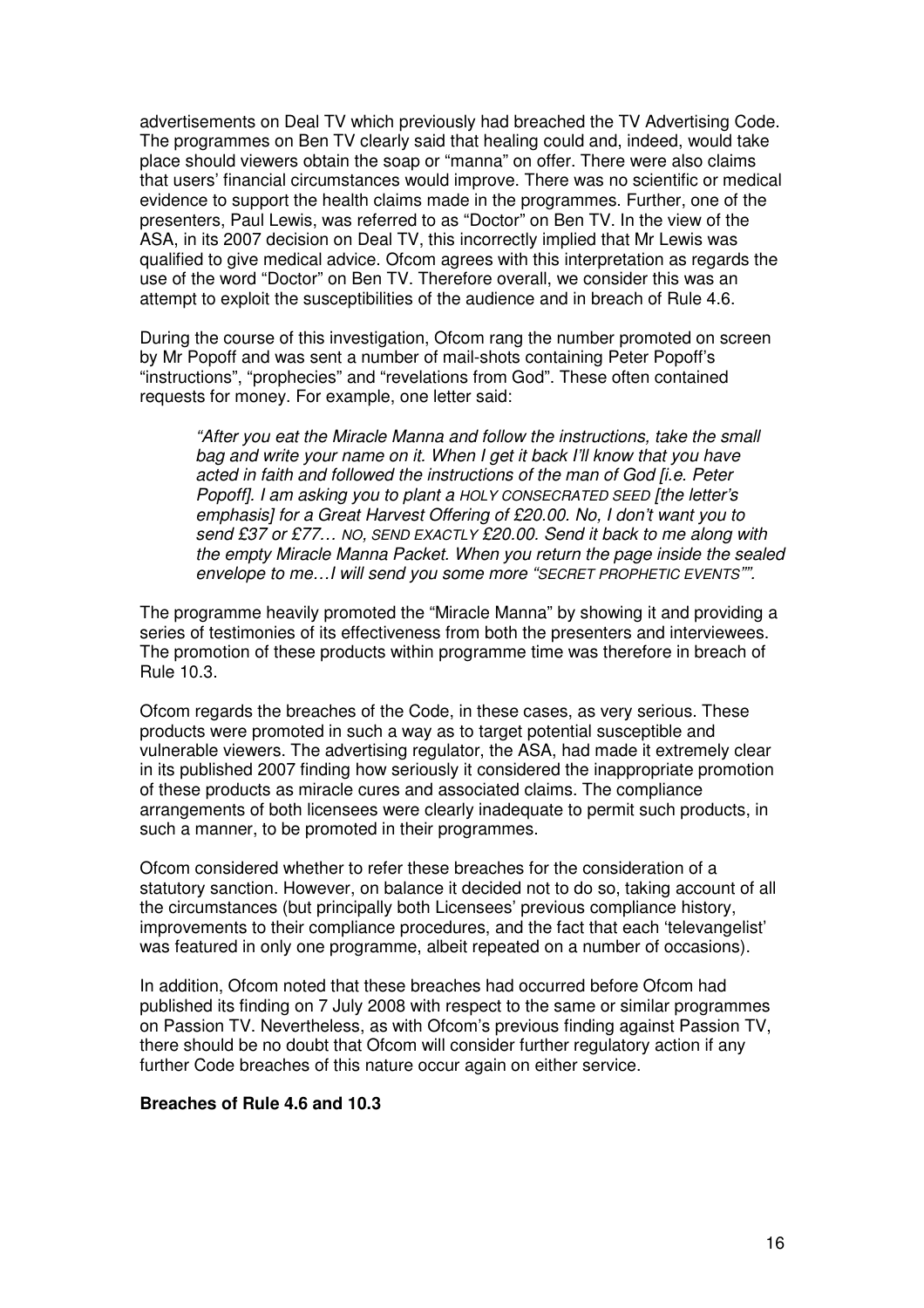advertisements on Deal TV which previously had breached the TV Advertising Code. The programmes on Ben TV clearly said that healing could and, indeed, would take place should viewers obtain the soap or "manna" on offer. There were also claims that users' financial circumstances would improve. There was no scientific or medical evidence to support the health claims made in the programmes. Further, one of the presenters, Paul Lewis, was referred to as "Doctor" on Ben TV. In the view of the ASA, in its 2007 decision on Deal TV, this incorrectly implied that Mr Lewis was qualified to give medical advice. Ofcom agrees with this interpretation as regards the use of the word "Doctor" on Ben TV. Therefore overall, we consider this was an attempt to exploit the susceptibilities of the audience and in breach of Rule 4.6.

During the course of this investigation, Ofcom rang the number promoted on screen by Mr Popoff and was sent a number of mail-shots containing Peter Popoff's "instructions", "prophecies" and "revelations from God". These often contained requests for money. For example, one letter said:

> *"After you eat the Miracle Manna and follow the instructions, take the small bag and write your name on it. When I get it back I'll know that you have acted in faith and followed the instructions of the man of God [i.e. Peter Popoff]. I am asking you to plant a HOLY CONSECRATED SEED [the letter's emphasis] for a Great Harvest Offering of £20.00. No, I don't want you to send £37 or £77… NO, SEND EXACTLY £20.00. Send it back to me along with the empty Miracle Manna Packet. When you return the page inside the sealed envelope to me…I will send you some more "SECRET PROPHETIC EVENTS"".*

The programme heavily promoted the "Miracle Manna" by showing it and providing a series of testimonies of its effectiveness from both the presenters and interviewees. The promotion of these products within programme time was therefore in breach of Rule 10.3.

Ofcom regards the breaches of the Code, in these cases, as very serious. These products were promoted in such a way as to target potential susceptible and vulnerable viewers. The advertising regulator, the ASA, had made it extremely clear in its published 2007 finding how seriously it considered the inappropriate promotion of these products as miracle cures and associated claims. The compliance arrangements of both licensees were clearly inadequate to permit such products, in such a manner, to be promoted in their programmes.

Ofcom considered whether to refer these breaches for the consideration of a statutory sanction. However, on balance it decided not to do so, taking account of all the circumstances (but principally both Licensees' previous compliance history, improvements to their compliance procedures, and the fact that each 'televangelist' was featured in only one programme, albeit repeated on a number of occasions).

In addition, Ofcom noted that these breaches had occurred before Ofcom had published its finding on 7 July 2008 with respect to the same or similar programmes on Passion TV. Nevertheless, as with Ofcom's previous finding against Passion TV, there should be no doubt that Ofcom will consider further regulatory action if any further Code breaches of this nature occur again on either service.

**Breaches of Rule 4.6 and 10.3**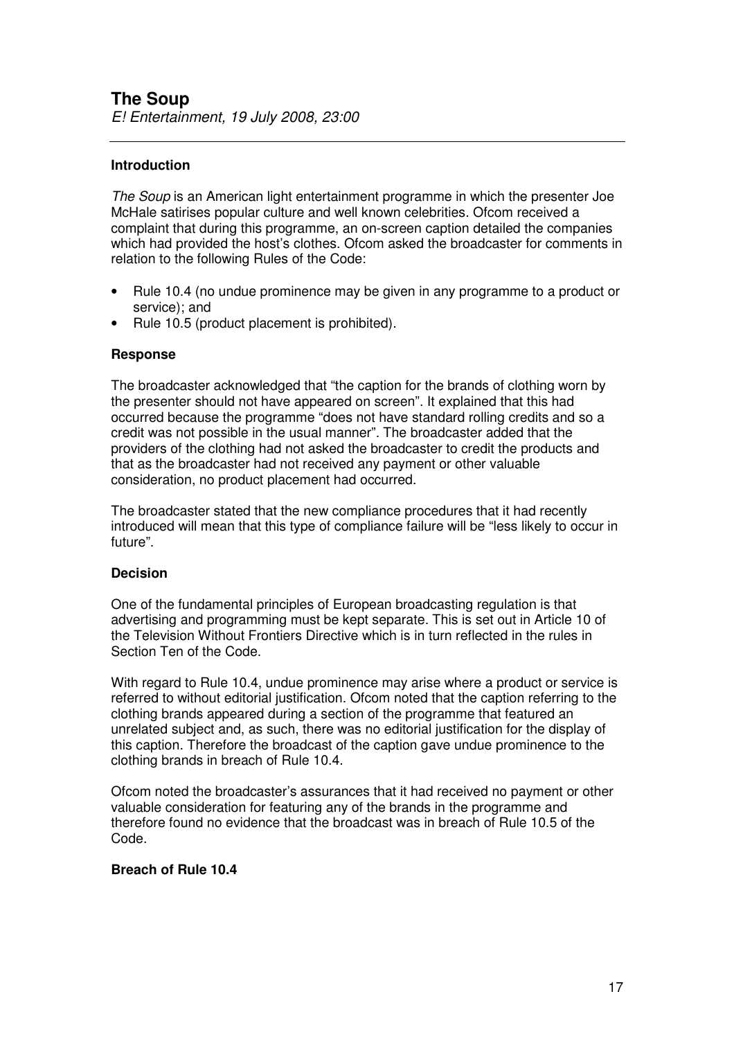## The Soup

*E! Entertainment, 19 July 2008, 23:00*

---

### Introduction

*The Soup* is an American light entertainment programme in which the presenter Joe McHale satirises popular culture and well known celebrities. Ofcom received a complaint that during this programme, an on-screen caption detailed the companies which had provided the host's clothes. Ofcom asked the broadcaster for comments in relation to the following Rules of the Code:

- Rule 10.4 (no undue prominence may be given in any programme to a product or service); and
- Rule 10.5 (product placement is prohibited).

### Response

The broadcaster acknowledged that "the caption for the brands of clothing worn by the presenter should not have appeared on screen". It explained that this had occurred because the programme "does not have standard rolling credits and so a credit was not possible in the usual manner". The broadcaster added that the providers of the clothing had not asked the broadcaster to credit the products and that as the broadcaster had not received any payment or other valuable consideration, no product placement had occurred.

The broadcaster stated that the new compliance procedures that it had recently introduced will mean that this type of compliance failure will be "less likely to occur in future".

### Decision

One of the fundamental principles of European broadcasting regulation is that advertising and programming must be kept separate. This is set out in Article 10 of the Television Without Frontiers Directive which is in turn reflected in the rules in Section Ten of the Code.

With regard to Rule 10.4, undue prominence may arise where a product or service is referred to without editorial justification. Ofcom noted that the caption referring to the clothing brands appeared during a section of the programme that featured an unrelated subject and, as such, there was no editorial justification for the display of this caption. Therefore the broadcast of the caption gave undue prominence to the clothing brands in breach of Rule 10.4.

Ofcom noted the broadcaster's assurances that it had received no payment or other valuable consideration for featuring any of the brands in the programme and therefore found no evidence that the broadcast was in breach of Rule 10.5 of the Code.

**Breach of Rule 10.4**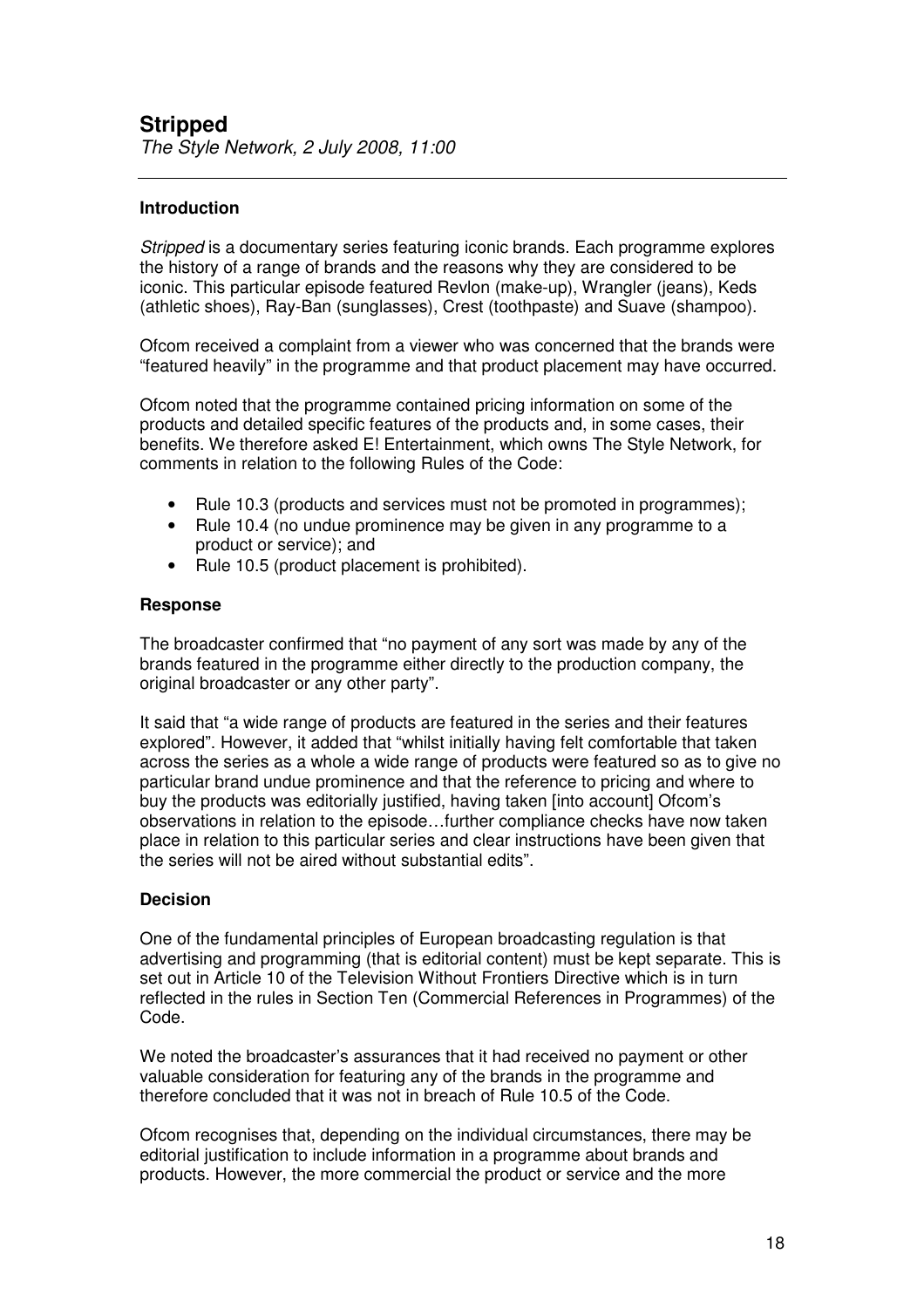## Stripped

*The Style Network, 2 July 2008, 11:00*

---

### Introduction

*Stripped* is a documentary series featuring iconic brands. Each programme explores the history of a range of brands and the reasons why they are considered to be iconic. This particular episode featured Revlon (make-up), Wrangler (jeans), Keds (athletic shoes), Ray-Ban (sunglasses), Crest (toothpaste) and Suave (shampoo).

Ofcom received a complaint from a viewer who was concerned that the brands were "featured heavily" in the programme and that product placement may have occurred.

Ofcom noted that the programme contained pricing information on some of the products and detailed specific features of the products and, in some cases, their benefits. We therefore asked E! Entertainment, which owns The Style Network, for comments in relation to the following Rules of the Code:

- Rule 10.3 (products and services must not be promoted in programmes);
- Rule 10.4 (no undue prominence may be given in any programme to a product or service); and
- Rule 10.5 (product placement is prohibited).

### Response

The broadcaster confirmed that "no payment of any sort was made by any of the brands featured in the programme either directly to the production company, the original broadcaster or any other party".

It said that "a wide range of products are featured in the series and their features explored". However, it added that "whilst initially having felt comfortable that taken across the series as a whole a wide range of products were featured so as to give no particular brand undue prominence and that the reference to pricing and where to buy the products was editorially justified, having taken [into account] Ofcom's observations in relation to the episode…further compliance checks have now taken place in relation to this particular series and clear instructions have been given that the series will not be aired without substantial edits".

### Decision

One of the fundamental principles of European broadcasting regulation is that advertising and programming (that is editorial content) must be kept separate. This is set out in Article 10 of the Television Without Frontiers Directive which is in turn reflected in the rules in Section Ten (Commercial References in Programmes) of the Code.

We noted the broadcaster's assurances that it had received no payment or other valuable consideration for featuring any of the brands in the programme and therefore concluded that it was not in breach of Rule 10.5 of the Code.

Ofcom recognises that, depending on the individual circumstances, there may be editorial justification to include information in a programme about brands and products. However, the more commercial the product or service and the more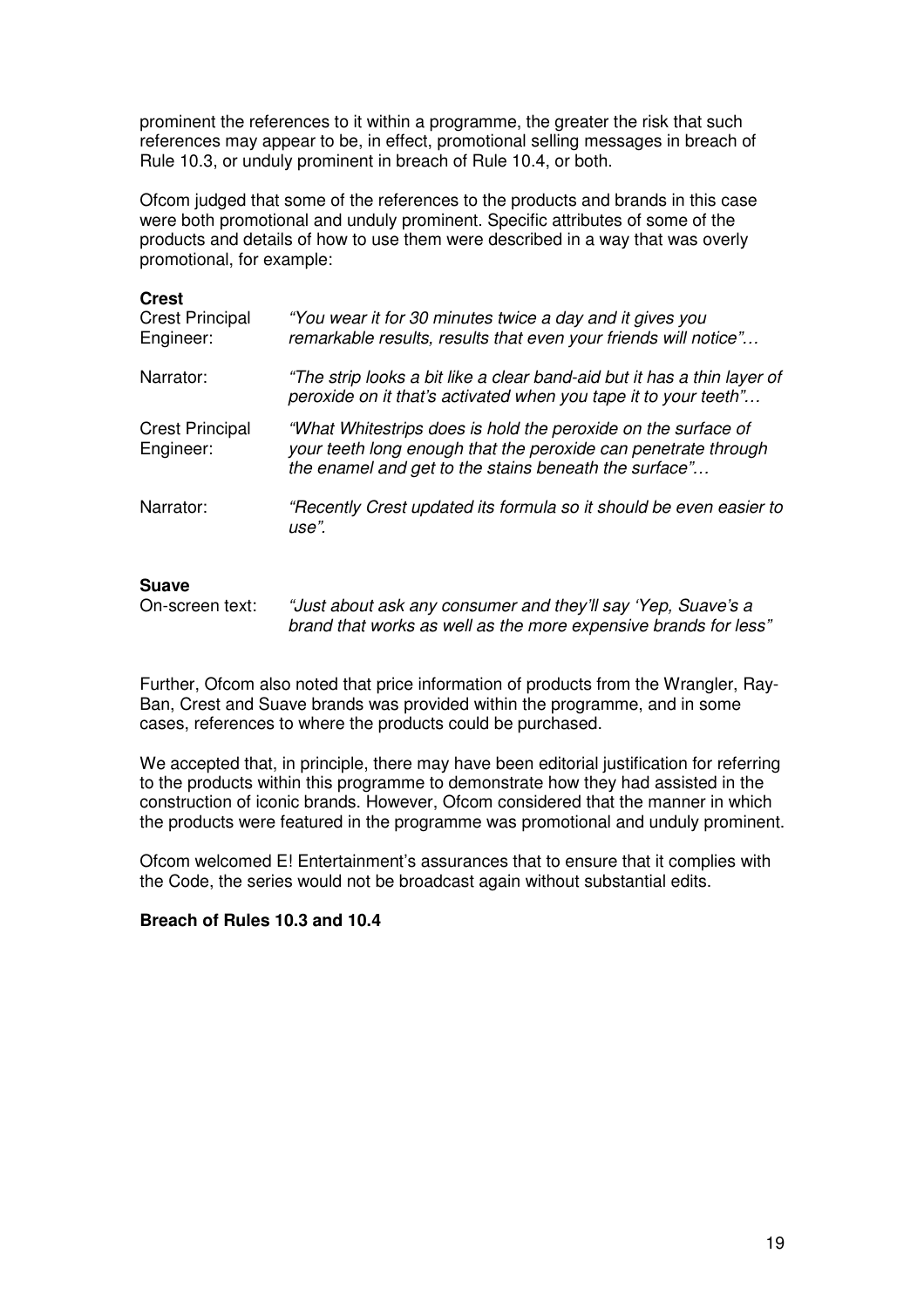prominent the references to it within a programme, the greater the risk that such references may appear to be, in effect, promotional selling messages in breach of Rule 10.3, or unduly prominent in breach of Rule 10.4, or both.

Ofcom judged that some of the references to the products and brands in this case were both promotional and unduly prominent. Specific attributes of some of the products and details of how to use them were described in a way that was overly promotional, for example:

**Crest**

| | |
|---|---|
| Crest Principal Engineer: | *"You wear it for 30 minutes twice a day and it gives you remarkable results, results that even your friends will notice"…* |
| Narrator: | *"The strip looks a bit like a clear band-aid but it has a thin layer of peroxide on it that's activated when you tape it to your teeth"…* |
| Crest Principal Engineer: | *"What Whitestrips does is hold the peroxide on the surface of your teeth long enough that the peroxide can penetrate through the enamel and get to the stains beneath the surface"…* |
| Narrator: | *"Recently Crest updated its formula so it should be even easier to use".* |

**Suave**

| | |
|---|---|
| On-screen text: | *"Just about ask any consumer and they'll say 'Yep, Suave's a brand that works as well as the more expensive brands for less"* |

Further, Ofcom also noted that price information of products from the Wrangler, Ray-Ban, Crest and Suave brands was provided within the programme, and in some cases, references to where the products could be purchased.

We accepted that, in principle, there may have been editorial justification for referring to the products within this programme to demonstrate how they had assisted in the construction of iconic brands. However, Ofcom considered that the manner in which the products were featured in the programme was promotional and unduly prominent.

Ofcom welcomed E! Entertainment's assurances that to ensure that it complies with the Code, the series would not be broadcast again without substantial edits.

**Breach of Rules 10.3 and 10.4**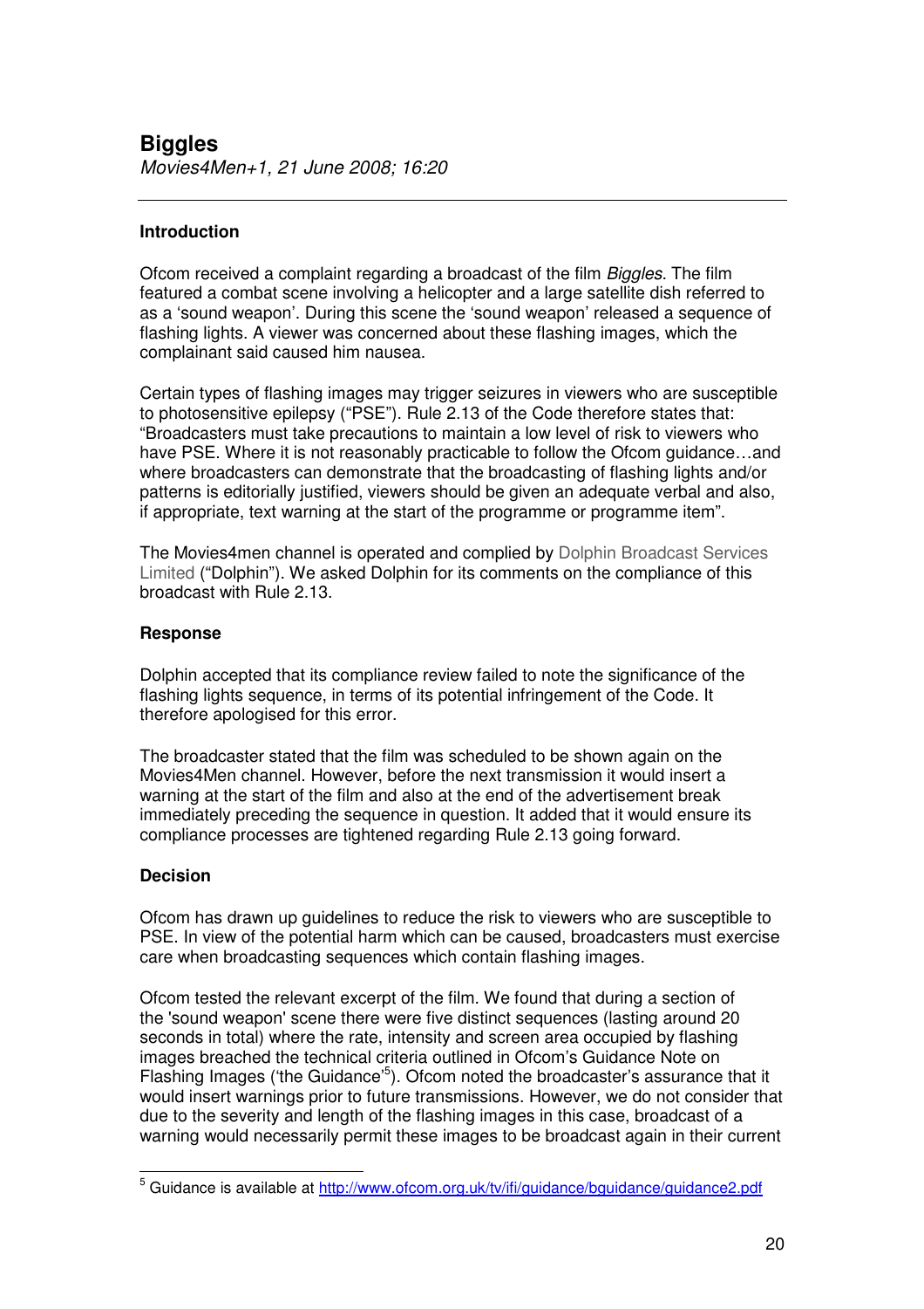## Biggles

*Movies4Men+1, 21 June 2008; 16:20*

---

### Introduction

Ofcom received a complaint regarding a broadcast of the film *Biggles*. The film featured a combat scene involving a helicopter and a large satellite dish referred to as a 'sound weapon'. During this scene the 'sound weapon' released a sequence of flashing lights. A viewer was concerned about these flashing images, which the complainant said caused him nausea.

Certain types of flashing images may trigger seizures in viewers who are susceptible to photosensitive epilepsy ("PSE"). Rule 2.13 of the Code therefore states that: "Broadcasters must take precautions to maintain a low level of risk to viewers who have PSE. Where it is not reasonably practicable to follow the Ofcom guidance…and where broadcasters can demonstrate that the broadcasting of flashing lights and/or patterns is editorially justified, viewers should be given an adequate verbal and also, if appropriate, text warning at the start of the programme or programme item".

The Movies4men channel is operated and complied by Dolphin Broadcast Services Limited ("Dolphin"). We asked Dolphin for its comments on the compliance of this broadcast with Rule 2.13.

### Response

Dolphin accepted that its compliance review failed to note the significance of the flashing lights sequence, in terms of its potential infringement of the Code. It therefore apologised for this error.

The broadcaster stated that the film was scheduled to be shown again on the Movies4Men channel. However, before the next transmission it would insert a warning at the start of the film and also at the end of the advertisement break immediately preceding the sequence in question. It added that it would ensure its compliance processes are tightened regarding Rule 2.13 going forward.

### Decision

Ofcom has drawn up guidelines to reduce the risk to viewers who are susceptible to PSE. In view of the potential harm which can be caused, broadcasters must exercise care when broadcasting sequences which contain flashing images.

Ofcom tested the relevant excerpt of the film. We found that during a section of the 'sound weapon' scene there were five distinct sequences (lasting around 20 seconds in total) where the rate, intensity and screen area occupied by flashing images breached the technical criteria outlined in Ofcom's Guidance Note on Flashing Images ('the Guidance'[5]). Ofcom noted the broadcaster's assurance that it would insert warnings prior to future transmissions. However, we do not consider that due to the severity and length of the flashing images in this case, broadcast of a warning would necessarily permit these images to be broadcast again in their current

---

[5] Guidance is available at http://www.ofcom.org.uk/tv/ifi/guidance/bguidance/guidance2.pdf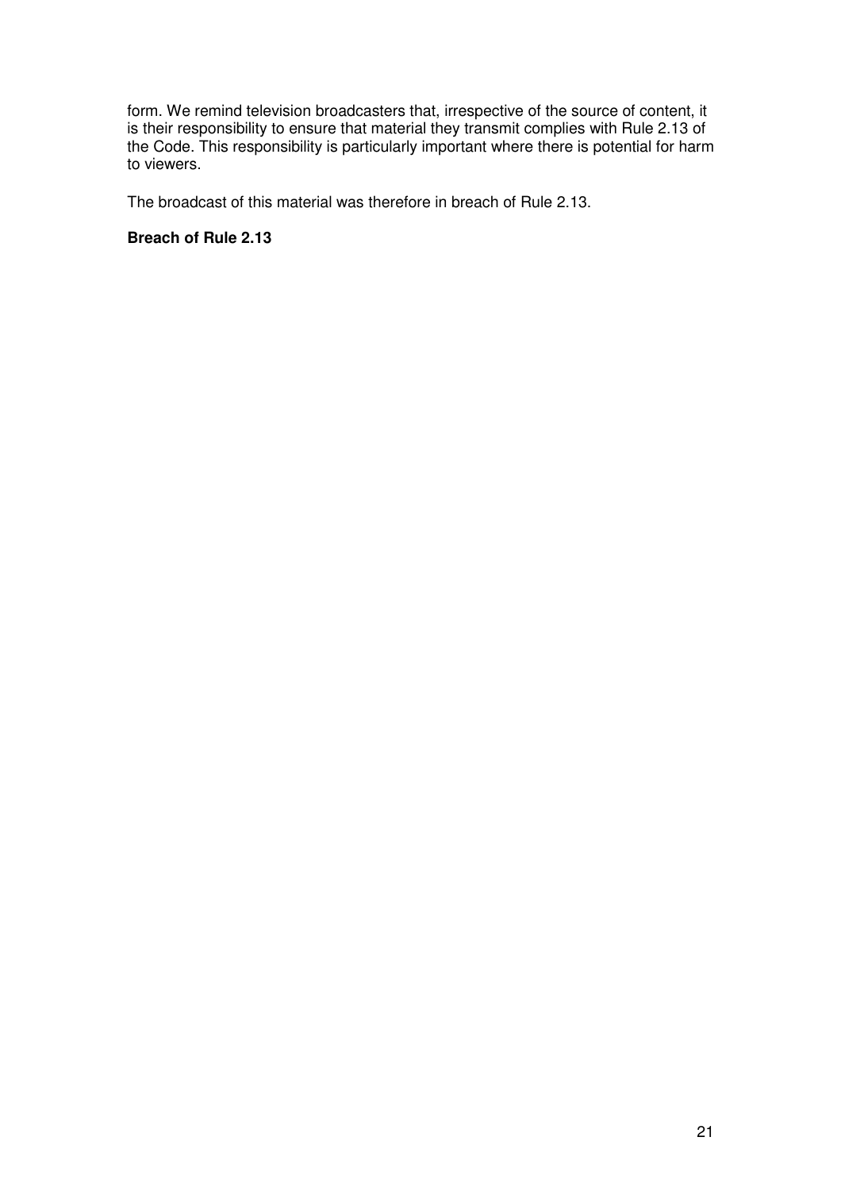form. We remind television broadcasters that, irrespective of the source of content, it is their responsibility to ensure that material they transmit complies with Rule 2.13 of the Code. This responsibility is particularly important where there is potential for harm to viewers.

The broadcast of this material was therefore in breach of Rule 2.13.

**Breach of Rule 2.13**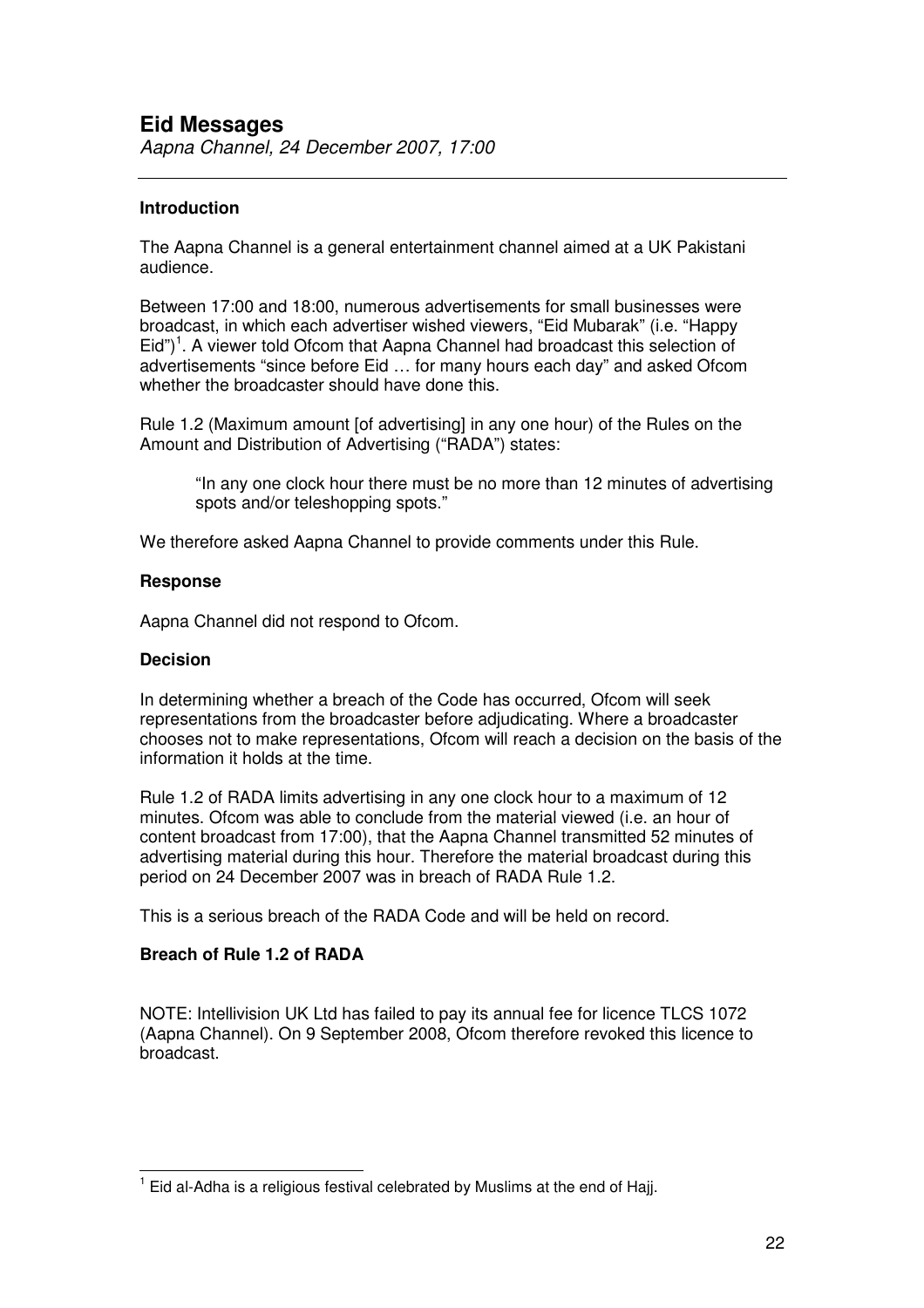## Eid Messages

*Aapna Channel, 24 December 2007, 17:00*

---

### Introduction

The Aapna Channel is a general entertainment channel aimed at a UK Pakistani audience.

Between 17:00 and 18:00, numerous advertisements for small businesses were broadcast, in which each advertiser wished viewers, "Eid Mubarak" (i.e. "Happy Eid")[1]. A viewer told Ofcom that Aapna Channel had broadcast this selection of advertisements "since before Eid … for many hours each day" and asked Ofcom whether the broadcaster should have done this.

Rule 1.2 (Maximum amount [of advertising] in any one hour) of the Rules on the Amount and Distribution of Advertising ("RADA") states:

> "In any one clock hour there must be no more than 12 minutes of advertising spots and/or teleshopping spots."

We therefore asked Aapna Channel to provide comments under this Rule.

### Response

Aapna Channel did not respond to Ofcom.

### Decision

In determining whether a breach of the Code has occurred, Ofcom will seek representations from the broadcaster before adjudicating. Where a broadcaster chooses not to make representations, Ofcom will reach a decision on the basis of the information it holds at the time.

Rule 1.2 of RADA limits advertising in any one clock hour to a maximum of 12 minutes. Ofcom was able to conclude from the material viewed (i.e. an hour of content broadcast from 17:00), that the Aapna Channel transmitted 52 minutes of advertising material during this hour. Therefore the material broadcast during this period on 24 December 2007 was in breach of RADA Rule 1.2.

This is a serious breach of the RADA Code and will be held on record.

### Breach of Rule 1.2 of RADA

NOTE: Intellivision UK Ltd has failed to pay its annual fee for licence TLCS 1072 (Aapna Channel). On 9 September 2008, Ofcom therefore revoked this licence to broadcast.

---

[1] Eid al-Adha is a religious festival celebrated by Muslims at the end of Hajj.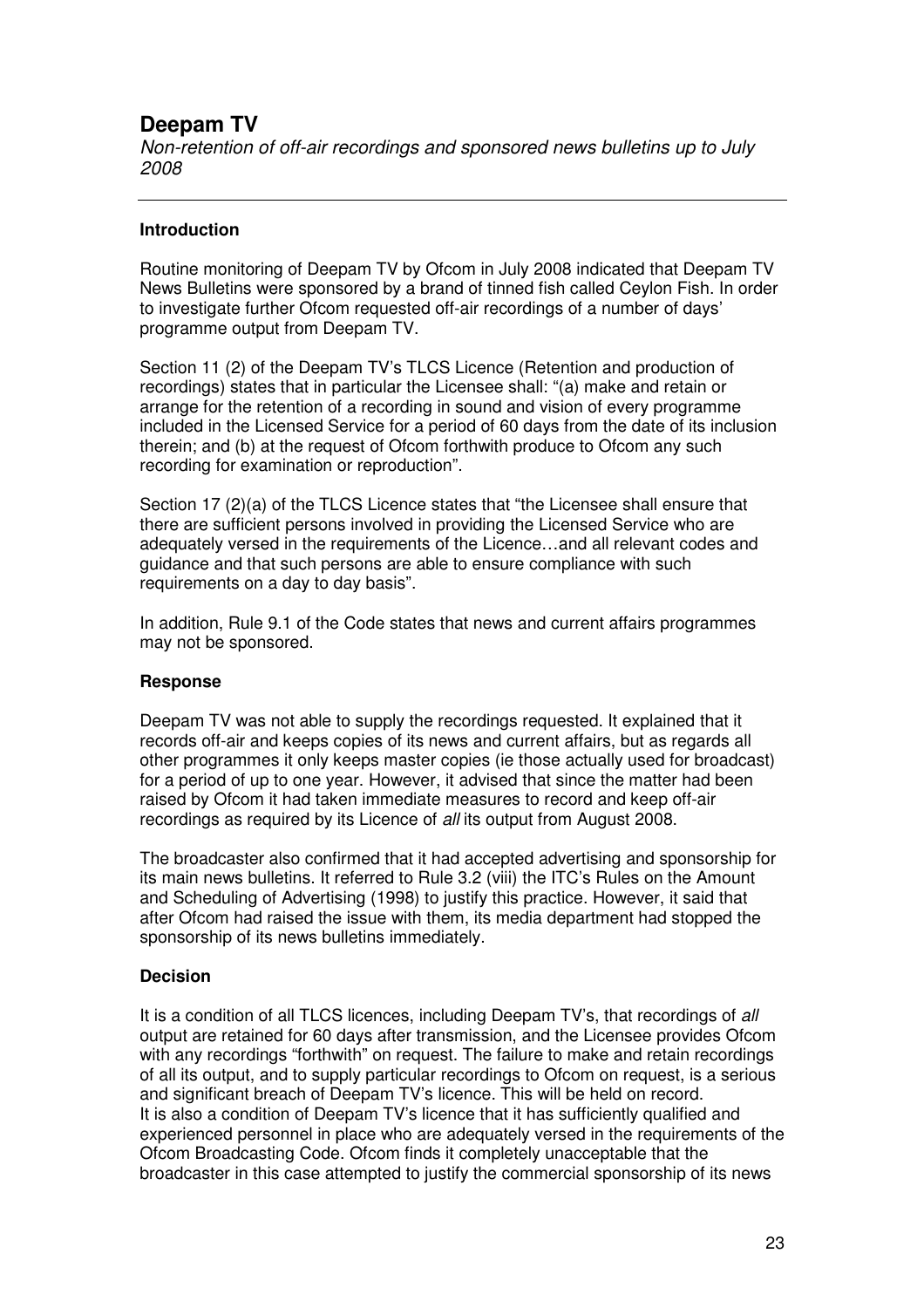## Deepam TV

*Non-retention of off-air recordings and sponsored news bulletins up to July 2008*

---

### Introduction

Routine monitoring of Deepam TV by Ofcom in July 2008 indicated that Deepam TV News Bulletins were sponsored by a brand of tinned fish called Ceylon Fish. In order to investigate further Ofcom requested off-air recordings of a number of days' programme output from Deepam TV.

Section 11 (2) of the Deepam TV's TLCS Licence (Retention and production of recordings) states that in particular the Licensee shall: "(a) make and retain or arrange for the retention of a recording in sound and vision of every programme included in the Licensed Service for a period of 60 days from the date of its inclusion therein; and (b) at the request of Ofcom forthwith produce to Ofcom any such recording for examination or reproduction".

Section 17 (2)(a) of the TLCS Licence states that "the Licensee shall ensure that there are sufficient persons involved in providing the Licensed Service who are adequately versed in the requirements of the Licence…and all relevant codes and guidance and that such persons are able to ensure compliance with such requirements on a day to day basis".

In addition, Rule 9.1 of the Code states that news and current affairs programmes may not be sponsored.

### Response

Deepam TV was not able to supply the recordings requested. It explained that it records off-air and keeps copies of its news and current affairs, but as regards all other programmes it only keeps master copies (ie those actually used for broadcast) for a period of up to one year. However, it advised that since the matter had been raised by Ofcom it had taken immediate measures to record and keep off-air recordings as required by its Licence of *all* its output from August 2008.

The broadcaster also confirmed that it had accepted advertising and sponsorship for its main news bulletins. It referred to Rule 3.2 (viii) the ITC's Rules on the Amount and Scheduling of Advertising (1998) to justify this practice. However, it said that after Ofcom had raised the issue with them, its media department had stopped the sponsorship of its news bulletins immediately.

### Decision

It is a condition of all TLCS licences, including Deepam TV's, that recordings of *all* output are retained for 60 days after transmission, and the Licensee provides Ofcom with any recordings "forthwith" on request. The failure to make and retain recordings of all its output, and to supply particular recordings to Ofcom on request, is a serious and significant breach of Deepam TV's licence. This will be held on record.
It is also a condition of Deepam TV's licence that it has sufficiently qualified and experienced personnel in place who are adequately versed in the requirements of the Ofcom Broadcasting Code. Ofcom finds it completely unacceptable that the broadcaster in this case attempted to justify the commercial sponsorship of its news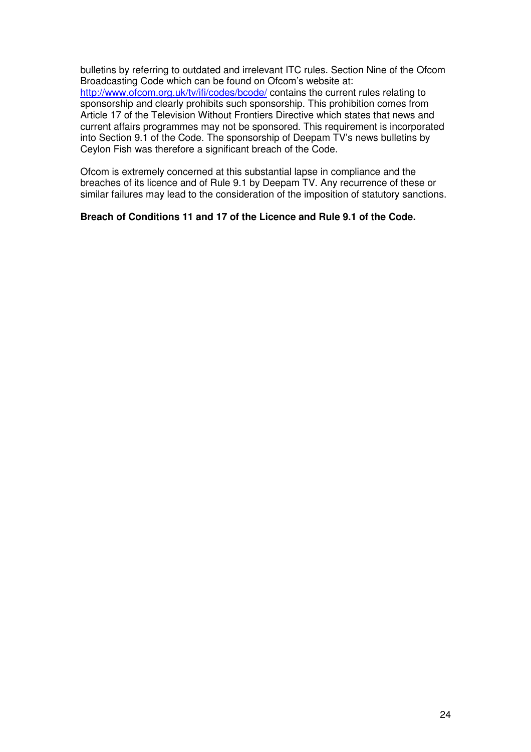bulletins by referring to outdated and irrelevant ITC rules. Section Nine of the Ofcom Broadcasting Code which can be found on Ofcom's website at: [http://www.ofcom.org.uk/tv/ifi/codes/bcode/](http://www.ofcom.org.uk/tv/ifi/codes/bcode/) contains the current rules relating to sponsorship and clearly prohibits such sponsorship. This prohibition comes from Article 17 of the Television Without Frontiers Directive which states that news and current affairs programmes may not be sponsored. This requirement is incorporated into Section 9.1 of the Code. The sponsorship of Deepam TV's news bulletins by Ceylon Fish was therefore a significant breach of the Code.

Ofcom is extremely concerned at this substantial lapse in compliance and the breaches of its licence and of Rule 9.1 by Deepam TV. Any recurrence of these or similar failures may lead to the consideration of the imposition of statutory sanctions.

**Breach of Conditions 11 and 17 of the Licence and Rule 9.1 of the Code.**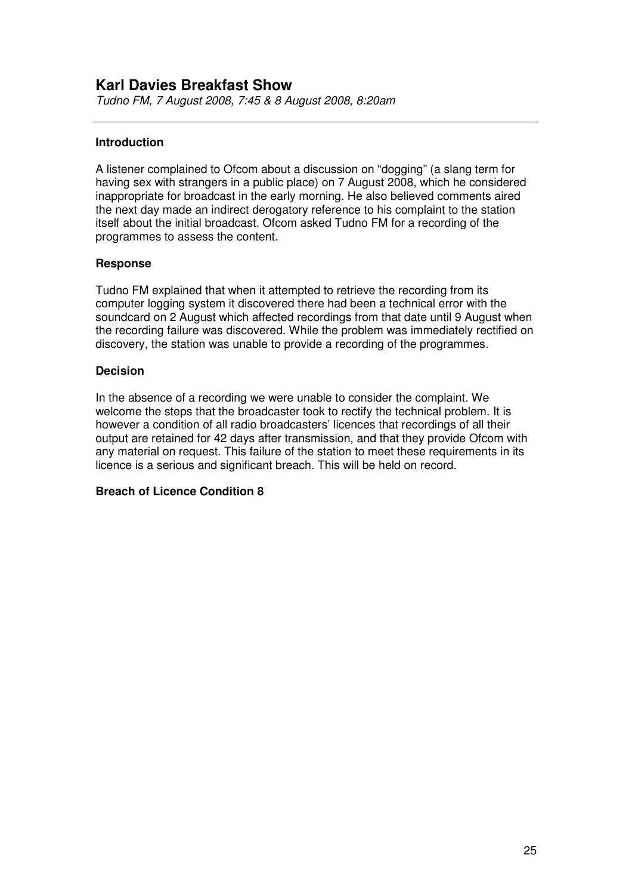## Karl Davies Breakfast Show

*Tudno FM, 7 August 2008, 7:45 & 8 August 2008, 8:20am*

---

### Introduction

A listener complained to Ofcom about a discussion on "dogging" (a slang term for having sex with strangers in a public place) on 7 August 2008, which he considered inappropriate for broadcast in the early morning. He also believed comments aired the next day made an indirect derogatory reference to his complaint to the station itself about the initial broadcast. Ofcom asked Tudno FM for a recording of the programmes to assess the content.

### Response

Tudno FM explained that when it attempted to retrieve the recording from its computer logging system it discovered there had been a technical error with the soundcard on 2 August which affected recordings from that date until 9 August when the recording failure was discovered. While the problem was immediately rectified on discovery, the station was unable to provide a recording of the programmes.

### Decision

In the absence of a recording we were unable to consider the complaint. We welcome the steps that the broadcaster took to rectify the technical problem. It is however a condition of all radio broadcasters' licences that recordings of all their output are retained for 42 days after transmission, and that they provide Ofcom with any material on request. This failure of the station to meet these requirements in its licence is a serious and significant breach. This will be held on record.

**Breach of Licence Condition 8**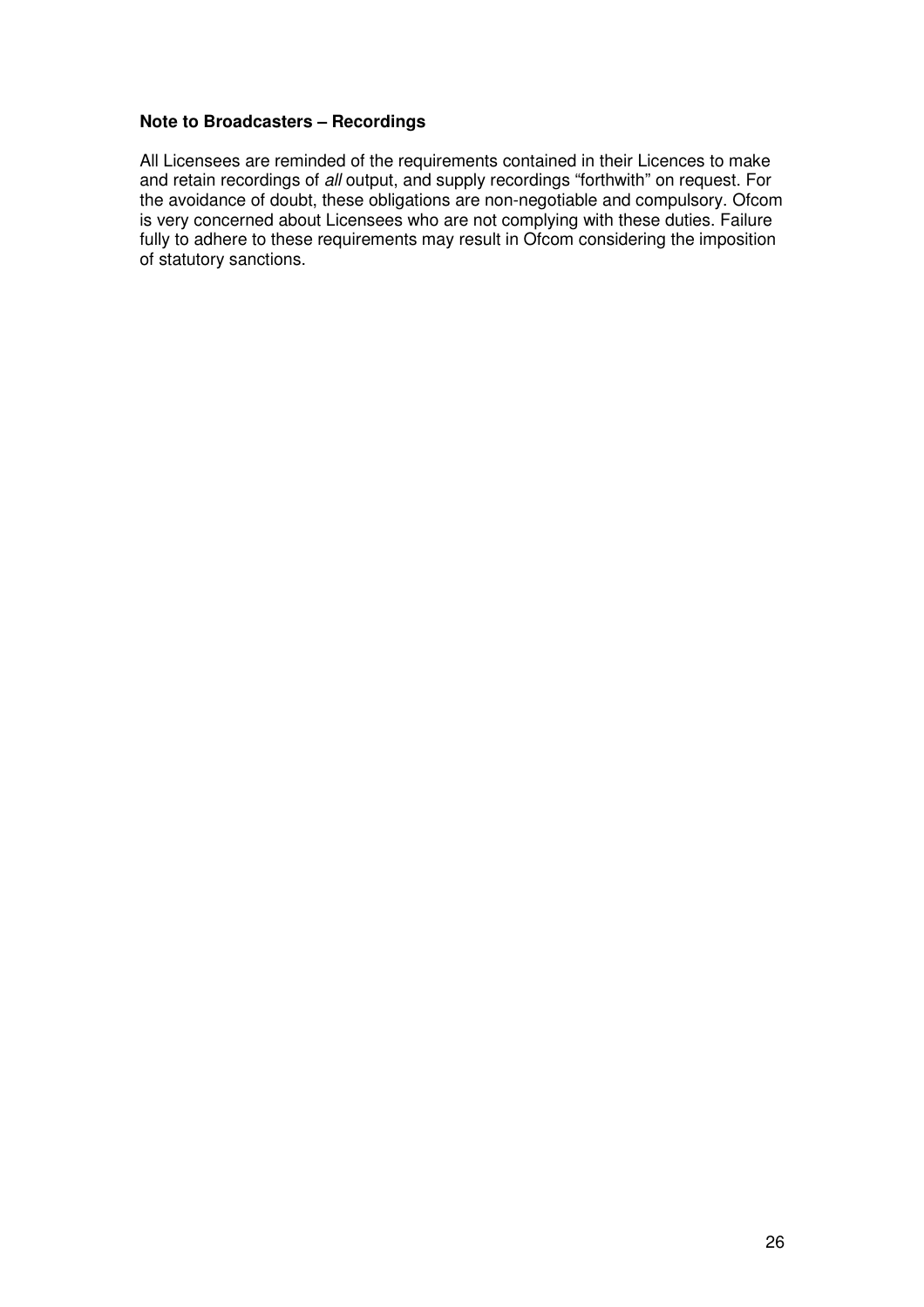**Note to Broadcasters – Recordings**

All Licensees are reminded of the requirements contained in their Licences to make and retain recordings of *all* output, and supply recordings "forthwith" on request. For the avoidance of doubt, these obligations are non-negotiable and compulsory. Ofcom is very concerned about Licensees who are not complying with these duties. Failure fully to adhere to these requirements may result in Ofcom considering the imposition of statutory sanctions.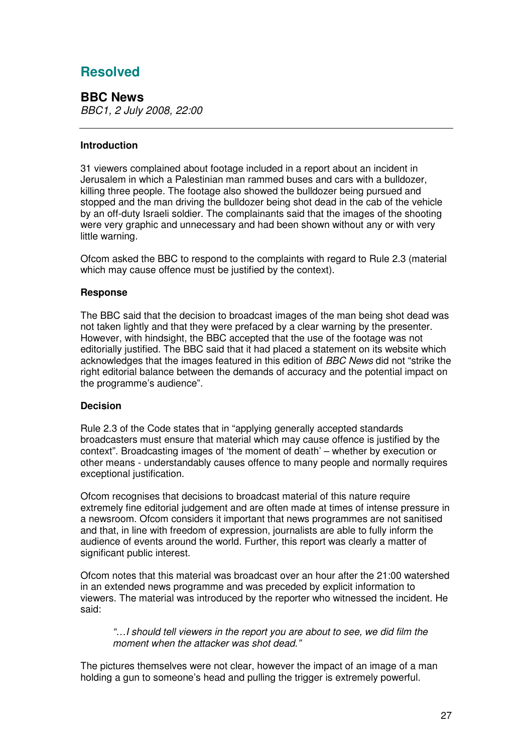# Resolved

## BBC News

*BBC1, 2 July 2008, 22:00*

---

### Introduction

31 viewers complained about footage included in a report about an incident in Jerusalem in which a Palestinian man rammed buses and cars with a bulldozer, killing three people. The footage also showed the bulldozer being pursued and stopped and the man driving the bulldozer being shot dead in the cab of the vehicle by an off-duty Israeli soldier. The complainants said that the images of the shooting were very graphic and unnecessary and had been shown without any or with very little warning.

Ofcom asked the BBC to respond to the complaints with regard to Rule 2.3 (material which may cause offence must be justified by the context).

### Response

The BBC said that the decision to broadcast images of the man being shot dead was not taken lightly and that they were prefaced by a clear warning by the presenter. However, with hindsight, the BBC accepted that the use of the footage was not editorially justified. The BBC said that it had placed a statement on its website which acknowledges that the images featured in this edition of *BBC News* did not "strike the right editorial balance between the demands of accuracy and the potential impact on the programme's audience".

### Decision

Rule 2.3 of the Code states that in "applying generally accepted standards broadcasters must ensure that material which may cause offence is justified by the context". Broadcasting images of 'the moment of death' – whether by execution or other means - understandably causes offence to many people and normally requires exceptional justification.

Ofcom recognises that decisions to broadcast material of this nature require extremely fine editorial judgement and are often made at times of intense pressure in a newsroom. Ofcom considers it important that news programmes are not sanitised and that, in line with freedom of expression, journalists are able to fully inform the audience of events around the world. Further, this report was clearly a matter of significant public interest.

Ofcom notes that this material was broadcast over an hour after the 21:00 watershed in an extended news programme and was preceded by explicit information to viewers. The material was introduced by the reporter who witnessed the incident. He said:

> *"…I should tell viewers in the report you are about to see, we did film the moment when the attacker was shot dead."*

The pictures themselves were not clear, however the impact of an image of a man holding a gun to someone's head and pulling the trigger is extremely powerful.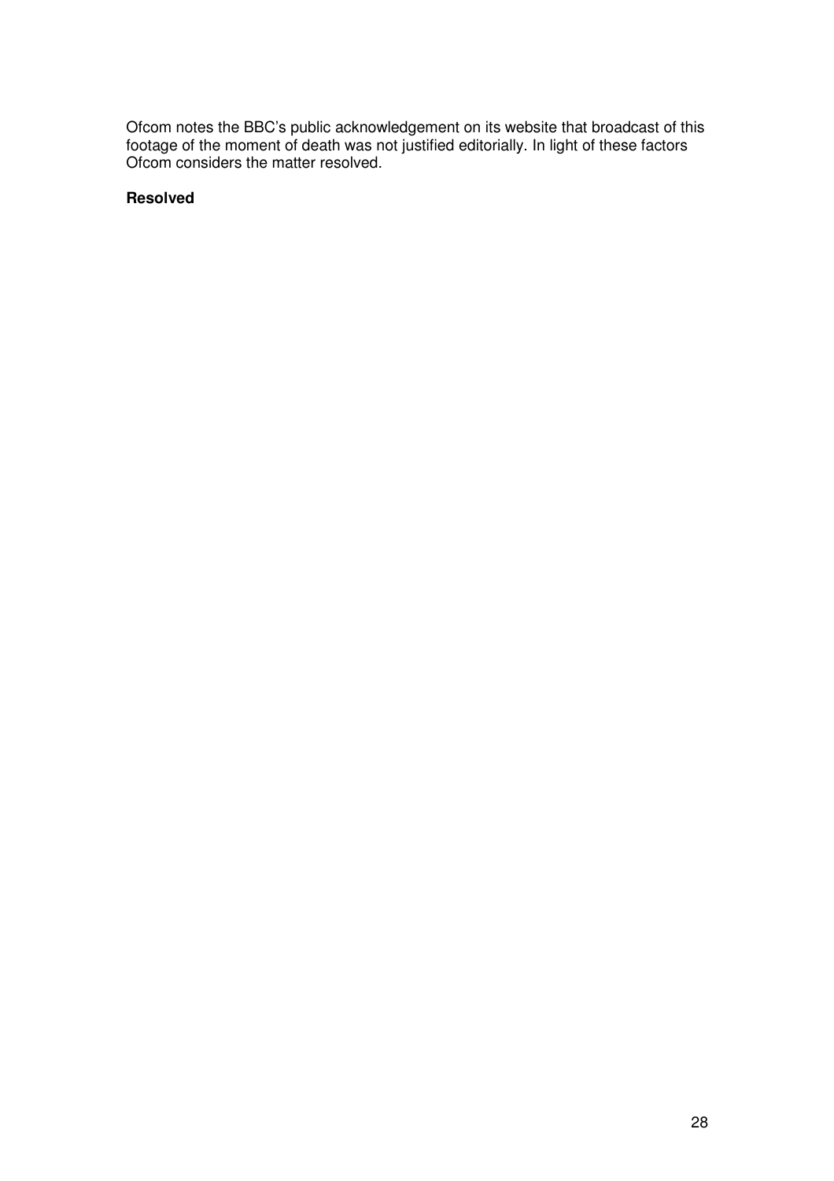Ofcom notes the BBC's public acknowledgement on its website that broadcast of this footage of the moment of death was not justified editorially. In light of these factors Ofcom considers the matter resolved.

**Resolved**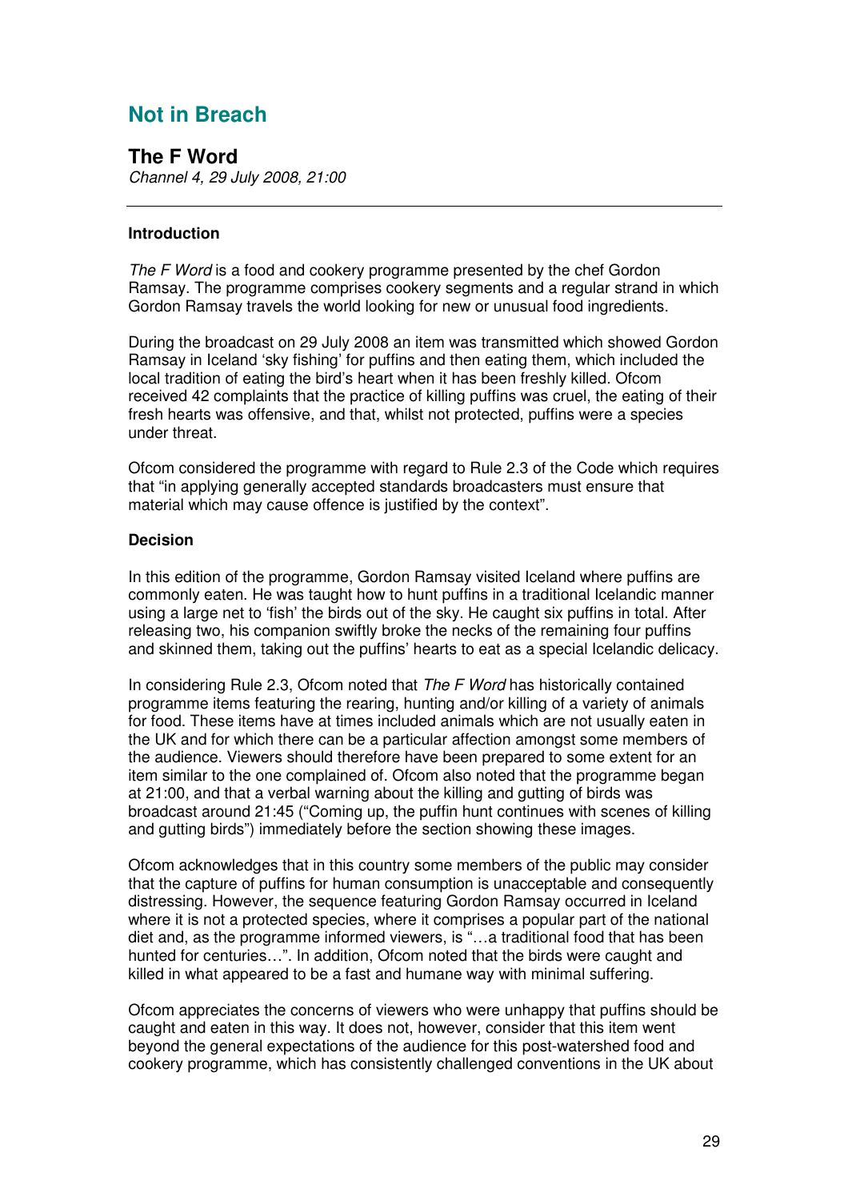# Not in Breach

## The F Word

*Channel 4, 29 July 2008, 21:00*

---

**Introduction**

*The F Word* is a food and cookery programme presented by the chef Gordon Ramsay. The programme comprises cookery segments and a regular strand in which Gordon Ramsay travels the world looking for new or unusual food ingredients.

During the broadcast on 29 July 2008 an item was transmitted which showed Gordon Ramsay in Iceland 'sky fishing' for puffins and then eating them, which included the local tradition of eating the bird's heart when it has been freshly killed. Ofcom received 42 complaints that the practice of killing puffins was cruel, the eating of their fresh hearts was offensive, and that, whilst not protected, puffins were a species under threat.

Ofcom considered the programme with regard to Rule 2.3 of the Code which requires that "in applying generally accepted standards broadcasters must ensure that material which may cause offence is justified by the context".

**Decision**

In this edition of the programme, Gordon Ramsay visited Iceland where puffins are commonly eaten. He was taught how to hunt puffins in a traditional Icelandic manner using a large net to 'fish' the birds out of the sky. He caught six puffins in total. After releasing two, his companion swiftly broke the necks of the remaining four puffins and skinned them, taking out the puffins' hearts to eat as a special Icelandic delicacy.

In considering Rule 2.3, Ofcom noted that *The F Word* has historically contained programme items featuring the rearing, hunting and/or killing of a variety of animals for food. These items have at times included animals which are not usually eaten in the UK and for which there can be a particular affection amongst some members of the audience. Viewers should therefore have been prepared to some extent for an item similar to the one complained of. Ofcom also noted that the programme began at 21:00, and that a verbal warning about the killing and gutting of birds was broadcast around 21:45 ("Coming up, the puffin hunt continues with scenes of killing and gutting birds") immediately before the section showing these images.

Ofcom acknowledges that in this country some members of the public may consider that the capture of puffins for human consumption is unacceptable and consequently distressing. However, the sequence featuring Gordon Ramsay occurred in Iceland where it is not a protected species, where it comprises a popular part of the national diet and, as the programme informed viewers, is "…a traditional food that has been hunted for centuries…". In addition, Ofcom noted that the birds were caught and killed in what appeared to be a fast and humane way with minimal suffering.

Ofcom appreciates the concerns of viewers who were unhappy that puffins should be caught and eaten in this way. It does not, however, consider that this item went beyond the general expectations of the audience for this post-watershed food and cookery programme, which has consistently challenged conventions in the UK about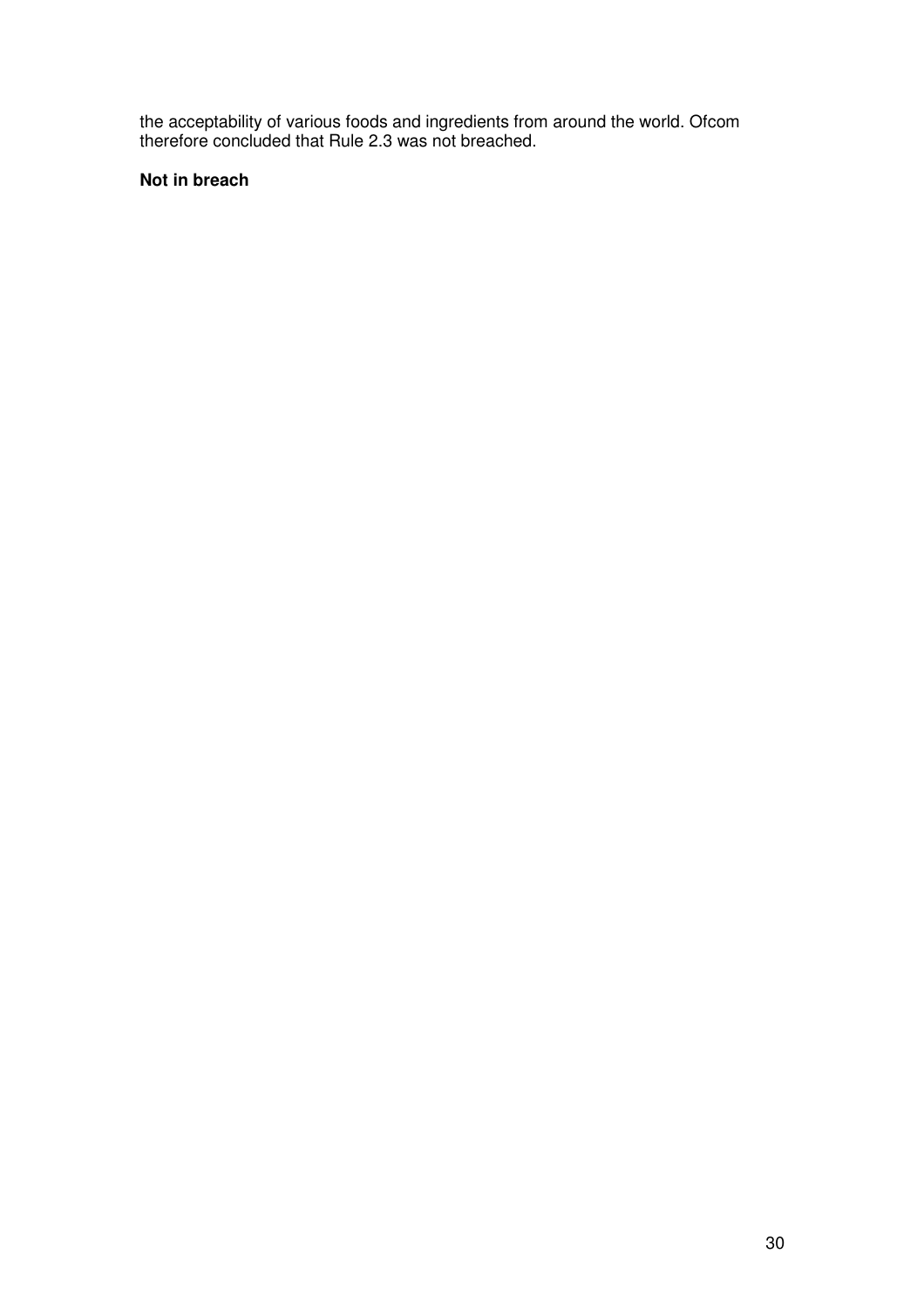the acceptability of various foods and ingredients from around the world. Ofcom therefore concluded that Rule 2.3 was not breached.

**Not in breach**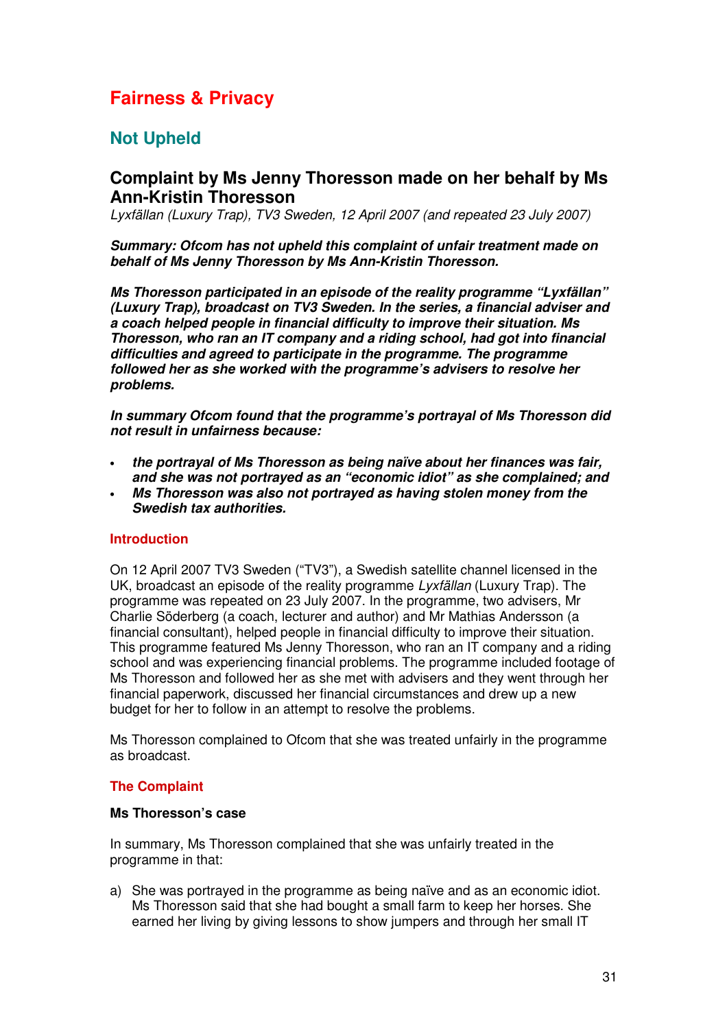# Fairness & Privacy

## Not Upheld

### Complaint by Ms Jenny Thoresson made on her behalf by Ms Ann-Kristin Thoresson

*Lyxfällan (Luxury Trap), TV3 Sweden, 12 April 2007 (and repeated 23 July 2007)*

***Summary: Ofcom has not upheld this complaint of unfair treatment made on behalf of Ms Jenny Thoresson by Ms Ann-Kristin Thoresson.***

***Ms Thoresson participated in an episode of the reality programme "Lyxfällan" (Luxury Trap), broadcast on TV3 Sweden. In the series, a financial adviser and a coach helped people in financial difficulty to improve their situation. Ms Thoresson, who ran an IT company and a riding school, had got into financial difficulties and agreed to participate in the programme. The programme followed her as she worked with the programme's advisers to resolve her problems.***

***In summary Ofcom found that the programme's portrayal of Ms Thoresson did not result in unfairness because:***

- ***the portrayal of Ms Thoresson as being naïve about her finances was fair, and she was not portrayed as an "economic idiot" as she complained; and***
- ***Ms Thoresson was also not portrayed as having stolen money from the Swedish tax authorities.***

#### Introduction

On 12 April 2007 TV3 Sweden ("TV3"), a Swedish satellite channel licensed in the UK, broadcast an episode of the reality programme *Lyxfällan* (Luxury Trap). The programme was repeated on 23 July 2007. In the programme, two advisers, Mr Charlie Söderberg (a coach, lecturer and author) and Mr Mathias Andersson (a financial consultant), helped people in financial difficulty to improve their situation. This programme featured Ms Jenny Thoresson, who ran an IT company and a riding school and was experiencing financial problems. The programme included footage of Ms Thoresson and followed her as she met with advisers and they went through her financial paperwork, discussed her financial circumstances and drew up a new budget for her to follow in an attempt to resolve the problems.

Ms Thoresson complained to Ofcom that she was treated unfairly in the programme as broadcast.

#### The Complaint

**Ms Thoresson's case**

In summary, Ms Thoresson complained that she was unfairly treated in the programme in that:

a) She was portrayed in the programme as being naïve and as an economic idiot. Ms Thoresson said that she had bought a small farm to keep her horses. She earned her living by giving lessons to show jumpers and through her small IT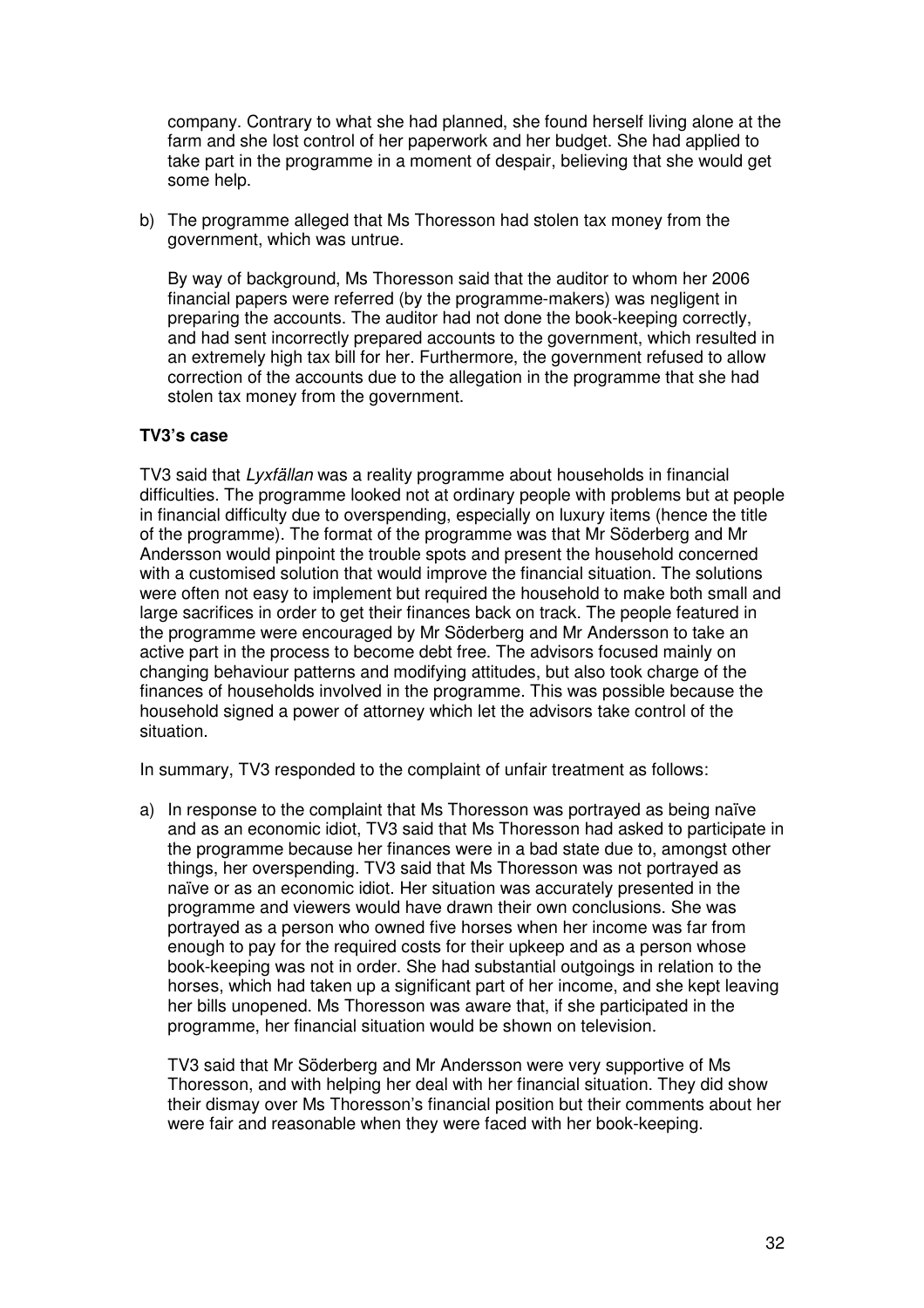company. Contrary to what she had planned, she found herself living alone at the farm and she lost control of her paperwork and her budget. She had applied to take part in the programme in a moment of despair, believing that she would get some help.

b) The programme alleged that Ms Thoresson had stolen tax money from the government, which was untrue.

   By way of background, Ms Thoresson said that the auditor to whom her 2006 financial papers were referred (by the programme-makers) was negligent in preparing the accounts. The auditor had not done the book-keeping correctly, and had sent incorrectly prepared accounts to the government, which resulted in an extremely high tax bill for her. Furthermore, the government refused to allow correction of the accounts due to the allegation in the programme that she had stolen tax money from the government.

**TV3's case**

TV3 said that *Lyxfällan* was a reality programme about households in financial difficulties. The programme looked not at ordinary people with problems but at people in financial difficulty due to overspending, especially on luxury items (hence the title of the programme). The format of the programme was that Mr Söderberg and Mr Andersson would pinpoint the trouble spots and present the household concerned with a customised solution that would improve the financial situation. The solutions were often not easy to implement but required the household to make both small and large sacrifices in order to get their finances back on track. The people featured in the programme were encouraged by Mr Söderberg and Mr Andersson to take an active part in the process to become debt free. The advisors focused mainly on changing behaviour patterns and modifying attitudes, but also took charge of the finances of households involved in the programme. This was possible because the household signed a power of attorney which let the advisors take control of the situation.

In summary, TV3 responded to the complaint of unfair treatment as follows:

a) In response to the complaint that Ms Thoresson was portrayed as being naïve and as an economic idiot, TV3 said that Ms Thoresson had asked to participate in the programme because her finances were in a bad state due to, amongst other things, her overspending. TV3 said that Ms Thoresson was not portrayed as naïve or as an economic idiot. Her situation was accurately presented in the programme and viewers would have drawn their own conclusions. She was portrayed as a person who owned five horses when her income was far from enough to pay for the required costs for their upkeep and as a person whose book-keeping was not in order. She had substantial outgoings in relation to the horses, which had taken up a significant part of her income, and she kept leaving her bills unopened. Ms Thoresson was aware that, if she participated in the programme, her financial situation would be shown on television.

   TV3 said that Mr Söderberg and Mr Andersson were very supportive of Ms Thoresson, and with helping her deal with her financial situation. They did show their dismay over Ms Thoresson's financial position but their comments about her were fair and reasonable when they were faced with her book-keeping.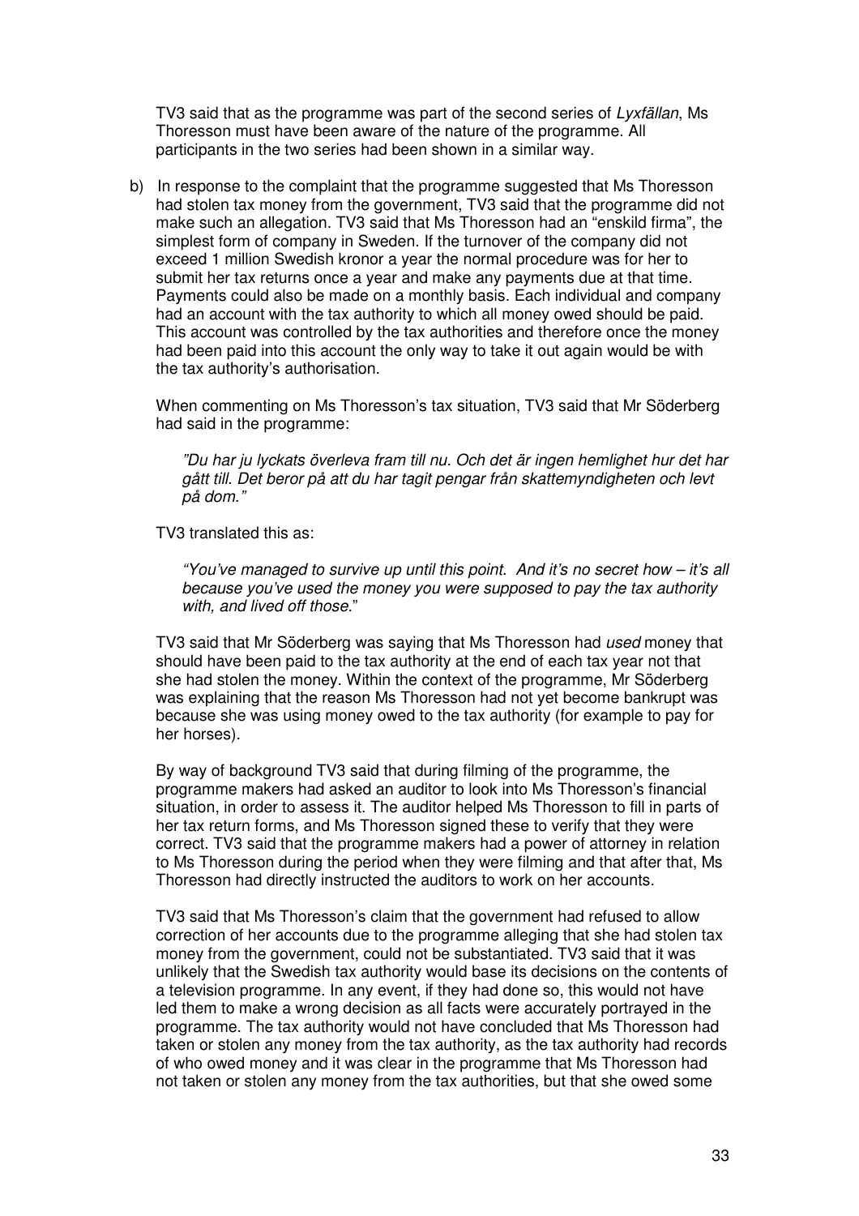TV3 said that as the programme was part of the second series of *Lyxfällan*, Ms Thoresson must have been aware of the nature of the programme. All participants in the two series had been shown in a similar way.

b) In response to the complaint that the programme suggested that Ms Thoresson had stolen tax money from the government, TV3 said that the programme did not make such an allegation. TV3 said that Ms Thoresson had an "enskild firma", the simplest form of company in Sweden. If the turnover of the company did not exceed 1 million Swedish kronor a year the normal procedure was for her to submit her tax returns once a year and make any payments due at that time. Payments could also be made on a monthly basis. Each individual and company had an account with the tax authority to which all money owed should be paid. This account was controlled by the tax authorities and therefore once the money had been paid into this account the only way to take it out again would be with the tax authority's authorisation.

When commenting on Ms Thoresson's tax situation, TV3 said that Mr Söderberg had said in the programme:

> *"Du har ju lyckats överleva fram till nu. Och det är ingen hemlighet hur det har gått till. Det beror på att du har tagit pengar från skattemyndigheten och levt på dom."*

TV3 translated this as:

> *"You've managed to survive up until this point. And it's no secret how – it's all because you've used the money you were supposed to pay the tax authority with, and lived off those."*

TV3 said that Mr Söderberg was saying that Ms Thoresson had *used* money that should have been paid to the tax authority at the end of each tax year not that she had stolen the money. Within the context of the programme, Mr Söderberg was explaining that the reason Ms Thoresson had not yet become bankrupt was because she was using money owed to the tax authority (for example to pay for her horses).

By way of background TV3 said that during filming of the programme, the programme makers had asked an auditor to look into Ms Thoresson's financial situation, in order to assess it. The auditor helped Ms Thoresson to fill in parts of her tax return forms, and Ms Thoresson signed these to verify that they were correct. TV3 said that the programme makers had a power of attorney in relation to Ms Thoresson during the period when they were filming and that after that, Ms Thoresson had directly instructed the auditors to work on her accounts.

TV3 said that Ms Thoresson's claim that the government had refused to allow correction of her accounts due to the programme alleging that she had stolen tax money from the government, could not be substantiated. TV3 said that it was unlikely that the Swedish tax authority would base its decisions on the contents of a television programme. In any event, if they had done so, this would not have led them to make a wrong decision as all facts were accurately portrayed in the programme. The tax authority would not have concluded that Ms Thoresson had taken or stolen any money from the tax authority, as the tax authority had records of who owed money and it was clear in the programme that Ms Thoresson had not taken or stolen any money from the tax authorities, but that she owed some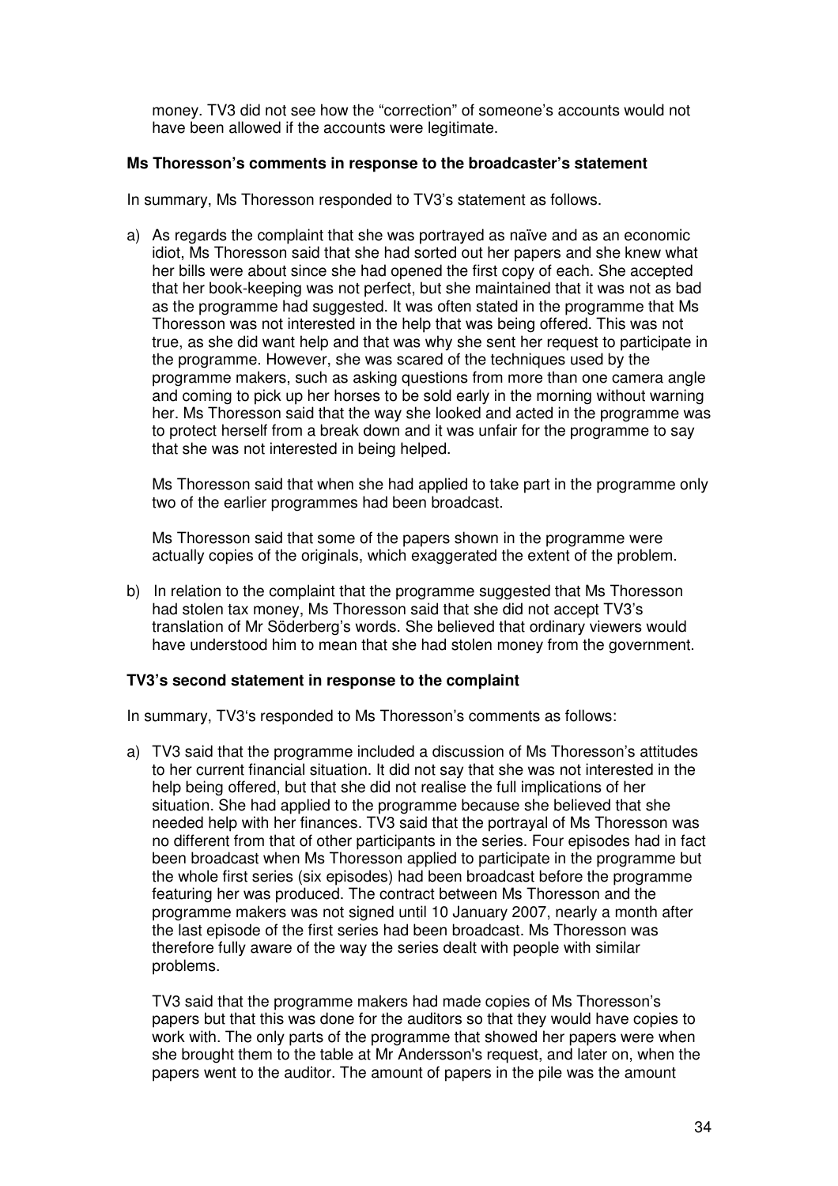money. TV3 did not see how the "correction" of someone's accounts would not have been allowed if the accounts were legitimate.

**Ms Thoresson's comments in response to the broadcaster's statement**

In summary, Ms Thoresson responded to TV3's statement as follows.

a) As regards the complaint that she was portrayed as naïve and as an economic idiot, Ms Thoresson said that she had sorted out her papers and she knew what her bills were about since she had opened the first copy of each. She accepted that her book-keeping was not perfect, but she maintained that it was not as bad as the programme had suggested. It was often stated in the programme that Ms Thoresson was not interested in the help that was being offered. This was not true, as she did want help and that was why she sent her request to participate in the programme. However, she was scared of the techniques used by the programme makers, such as asking questions from more than one camera angle and coming to pick up her horses to be sold early in the morning without warning her. Ms Thoresson said that the way she looked and acted in the programme was to protect herself from a break down and it was unfair for the programme to say that she was not interested in being helped.

   Ms Thoresson said that when she had applied to take part in the programme only two of the earlier programmes had been broadcast.

   Ms Thoresson said that some of the papers shown in the programme were actually copies of the originals, which exaggerated the extent of the problem.

b) In relation to the complaint that the programme suggested that Ms Thoresson had stolen tax money, Ms Thoresson said that she did not accept TV3's translation of Mr Söderberg's words. She believed that ordinary viewers would have understood him to mean that she had stolen money from the government.

**TV3's second statement in response to the complaint**

In summary, TV3's responded to Ms Thoresson's comments as follows:

a) TV3 said that the programme included a discussion of Ms Thoresson's attitudes to her current financial situation. It did not say that she was not interested in the help being offered, but that she did not realise the full implications of her situation. She had applied to the programme because she believed that she needed help with her finances. TV3 said that the portrayal of Ms Thoresson was no different from that of other participants in the series. Four episodes had in fact been broadcast when Ms Thoresson applied to participate in the programme but the whole first series (six episodes) had been broadcast before the programme featuring her was produced. The contract between Ms Thoresson and the programme makers was not signed until 10 January 2007, nearly a month after the last episode of the first series had been broadcast. Ms Thoresson was therefore fully aware of the way the series dealt with people with similar problems.

   TV3 said that the programme makers had made copies of Ms Thoresson's papers but that this was done for the auditors so that they would have copies to work with. The only parts of the programme that showed her papers were when she brought them to the table at Mr Andersson's request, and later on, when the papers went to the auditor. The amount of papers in the pile was the amount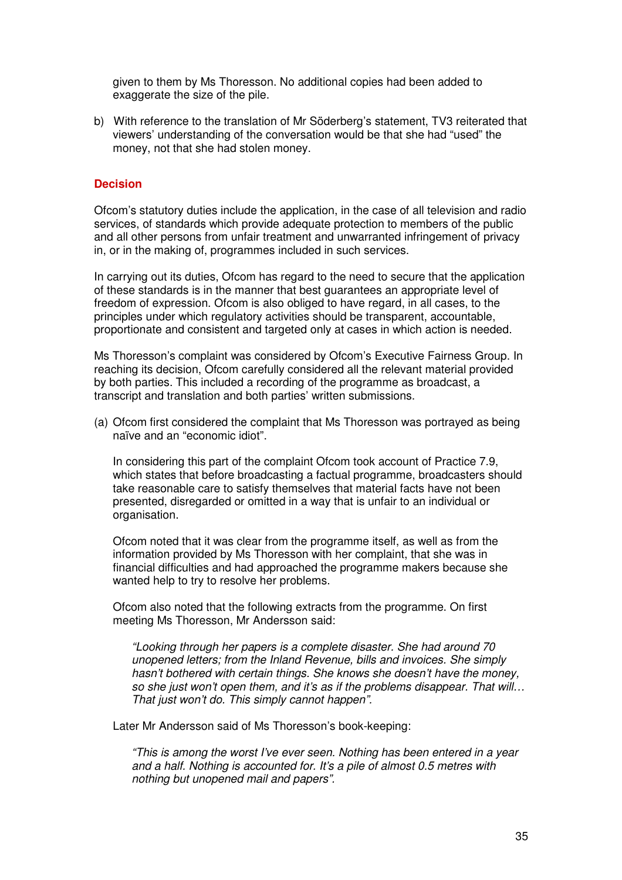given to them by Ms Thoresson. No additional copies had been added to exaggerate the size of the pile.

b) With reference to the translation of Mr Söderberg's statement, TV3 reiterated that viewers' understanding of the conversation would be that she had "used" the money, not that she had stolen money.

## Decision

Ofcom's statutory duties include the application, in the case of all television and radio services, of standards which provide adequate protection to members of the public and all other persons from unfair treatment and unwarranted infringement of privacy in, or in the making of, programmes included in such services.

In carrying out its duties, Ofcom has regard to the need to secure that the application of these standards is in the manner that best guarantees an appropriate level of freedom of expression. Ofcom is also obliged to have regard, in all cases, to the principles under which regulatory activities should be transparent, accountable, proportionate and consistent and targeted only at cases in which action is needed.

Ms Thoresson's complaint was considered by Ofcom's Executive Fairness Group. In reaching its decision, Ofcom carefully considered all the relevant material provided by both parties. This included a recording of the programme as broadcast, a transcript and translation and both parties' written submissions.

(a) Ofcom first considered the complaint that Ms Thoresson was portrayed as being naïve and an "economic idiot".

In considering this part of the complaint Ofcom took account of Practice 7.9, which states that before broadcasting a factual programme, broadcasters should take reasonable care to satisfy themselves that material facts have not been presented, disregarded or omitted in a way that is unfair to an individual or organisation.

Ofcom noted that it was clear from the programme itself, as well as from the information provided by Ms Thoresson with her complaint, that she was in financial difficulties and had approached the programme makers because she wanted help to try to resolve her problems.

Ofcom also noted that the following extracts from the programme. On first meeting Ms Thoresson, Mr Andersson said:

> *"Looking through her papers is a complete disaster. She had around 70 unopened letters; from the Inland Revenue, bills and invoices. She simply hasn't bothered with certain things. She knows she doesn't have the money, so she just won't open them, and it's as if the problems disappear. That will… That just won't do. This simply cannot happen".*

Later Mr Andersson said of Ms Thoresson's book-keeping:

> *"This is among the worst I've ever seen. Nothing has been entered in a year and a half. Nothing is accounted for. It's a pile of almost 0.5 metres with nothing but unopened mail and papers".*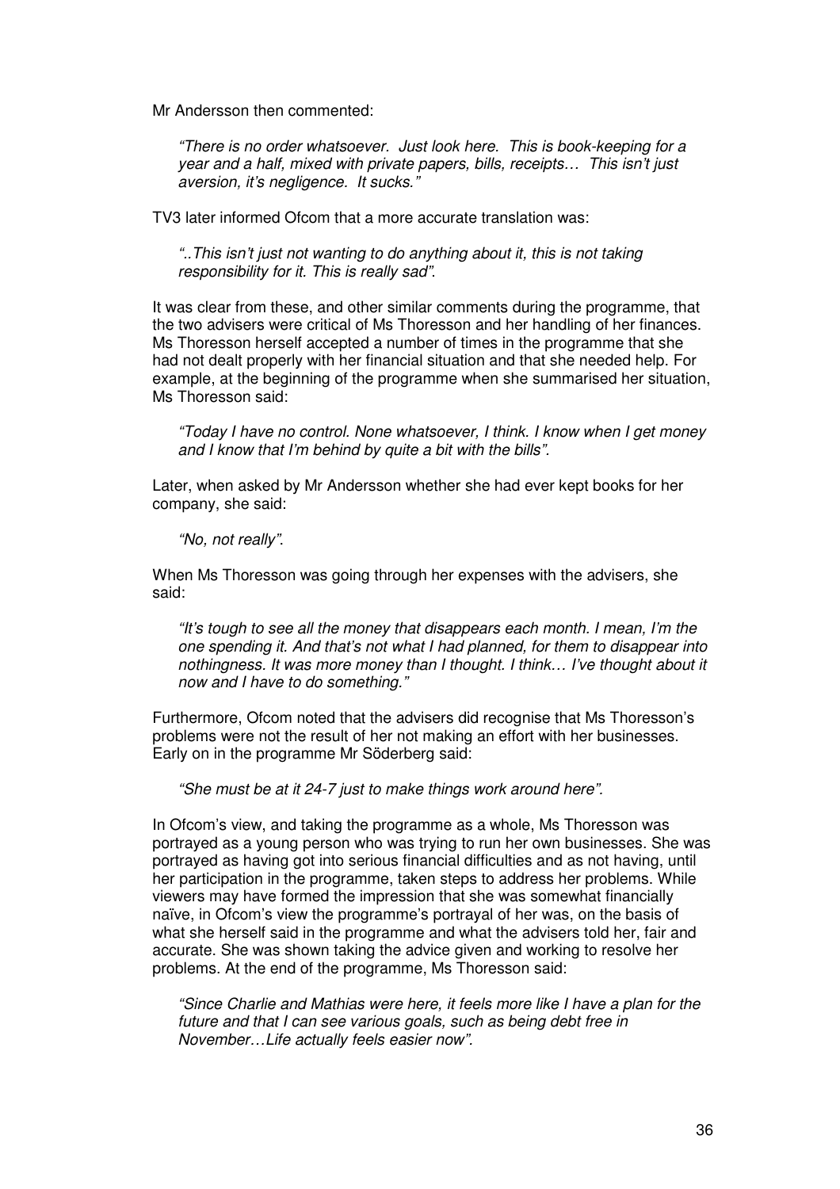Mr Andersson then commented:

> *"There is no order whatsoever. Just look here. This is book-keeping for a year and a half, mixed with private papers, bills, receipts… This isn't just aversion, it's negligence. It sucks."*

TV3 later informed Ofcom that a more accurate translation was:

> *"..This isn't just not wanting to do anything about it, this is not taking responsibility for it. This is really sad".*

It was clear from these, and other similar comments during the programme, that the two advisers were critical of Ms Thoresson and her handling of her finances. Ms Thoresson herself accepted a number of times in the programme that she had not dealt properly with her financial situation and that she needed help. For example, at the beginning of the programme when she summarised her situation, Ms Thoresson said:

> *"Today I have no control. None whatsoever, I think. I know when I get money and I know that I'm behind by quite a bit with the bills".*

Later, when asked by Mr Andersson whether she had ever kept books for her company, she said:

> *"No, not really".*

When Ms Thoresson was going through her expenses with the advisers, she said:

> *"It's tough to see all the money that disappears each month. I mean, I'm the one spending it. And that's not what I had planned, for them to disappear into nothingness. It was more money than I thought. I think… I've thought about it now and I have to do something."*

Furthermore, Ofcom noted that the advisers did recognise that Ms Thoresson's problems were not the result of her not making an effort with her businesses. Early on in the programme Mr Söderberg said:

> *"She must be at it 24-7 just to make things work around here".*

In Ofcom's view, and taking the programme as a whole, Ms Thoresson was portrayed as a young person who was trying to run her own businesses. She was portrayed as having got into serious financial difficulties and as not having, until her participation in the programme, taken steps to address her problems. While viewers may have formed the impression that she was somewhat financially naïve, in Ofcom's view the programme's portrayal of her was, on the basis of what she herself said in the programme and what the advisers told her, fair and accurate. She was shown taking the advice given and working to resolve her problems. At the end of the programme, Ms Thoresson said:

> *"Since Charlie and Mathias were here, it feels more like I have a plan for the future and that I can see various goals, such as being debt free in November…Life actually feels easier now".*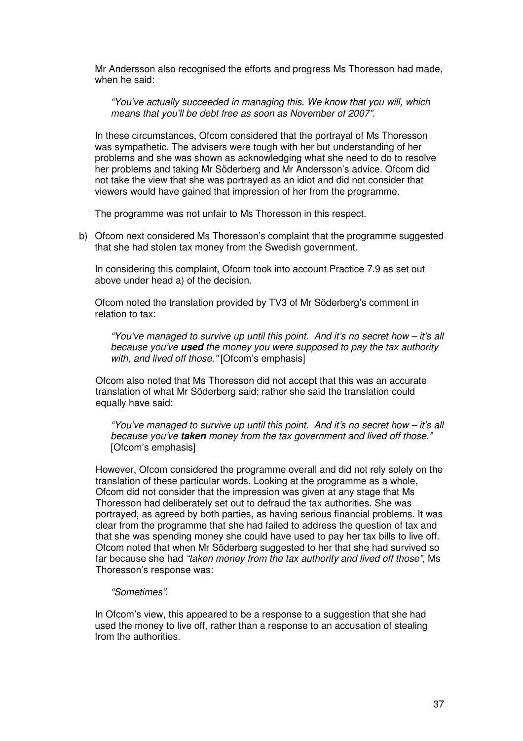Mr Andersson also recognised the efforts and progress Ms Thoresson had made, when he said:

> *"You've actually succeeded in managing this. We know that you will, which means that you'll be debt free as soon as November of 2007".*

In these circumstances, Ofcom considered that the portrayal of Ms Thoresson was sympathetic. The advisers were tough with her but understanding of her problems and she was shown as acknowledging what she need to do to resolve her problems and taking Mr Söderberg and Mr Andersson's advice. Ofcom did not take the view that she was portrayed as an idiot and did not consider that viewers would have gained that impression of her from the programme.

The programme was not unfair to Ms Thoresson in this respect.

b) Ofcom next considered Ms Thoresson's complaint that the programme suggested that she had stolen tax money from the Swedish government.

In considering this complaint, Ofcom took into account Practice 7.9 as set out above under head a) of the decision.

Ofcom noted the translation provided by TV3 of Mr Söderberg's comment in relation to tax:

> *"You've managed to survive up until this point. And it's no secret how – it's all because you've* ***used*** *the money you were supposed to pay the tax authority with, and lived off those."* [Ofcom's emphasis]

Ofcom also noted that Ms Thoresson did not accept that this was an accurate translation of what Mr Söderberg said; rather she said the translation could equally have said:

> *"You've managed to survive up until this point. And it's no secret how – it's all because you've* ***taken*** *money from the tax government and lived off those."* [Ofcom's emphasis]

However, Ofcom considered the programme overall and did not rely solely on the translation of these particular words. Looking at the programme as a whole, Ofcom did not consider that the impression was given at any stage that Ms Thoresson had deliberately set out to defraud the tax authorities. She was portrayed, as agreed by both parties, as having serious financial problems. It was clear from the programme that she had failed to address the question of tax and that she was spending money she could have used to pay her tax bills to live off. Ofcom noted that when Mr Söderberg suggested to her that she had survived so far because she had *"taken money from the tax authority and lived off those"*, Ms Thoresson's response was:

> *"Sometimes".*

In Ofcom's view, this appeared to be a response to a suggestion that she had used the money to live off, rather than a response to an accusation of stealing from the authorities.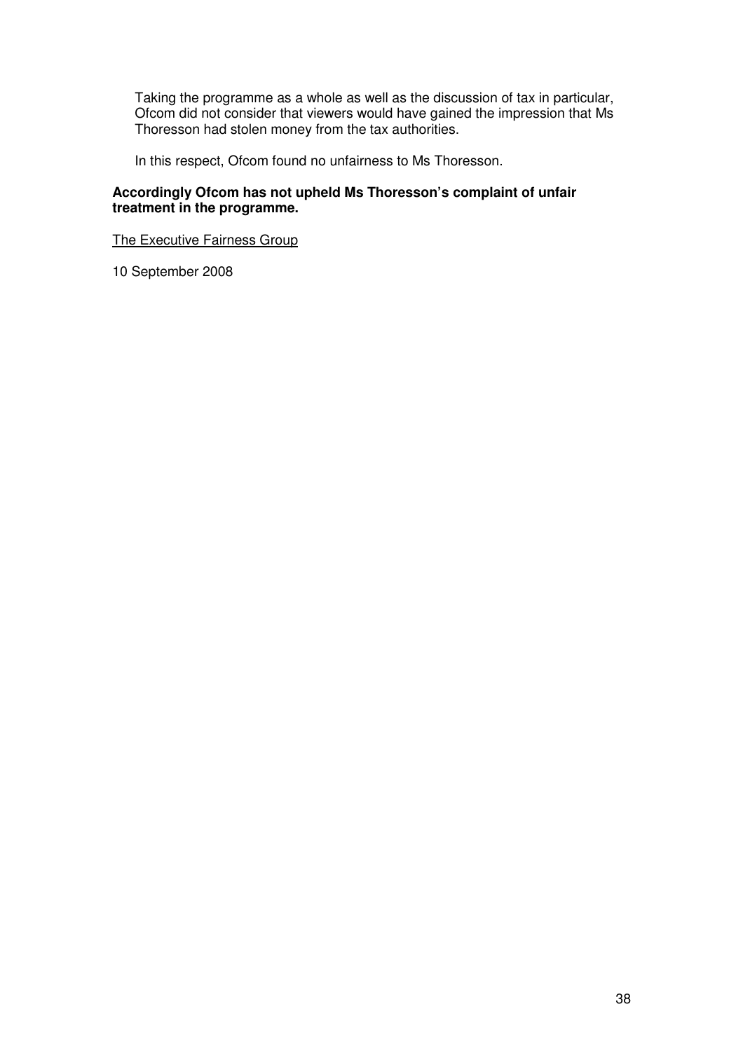Taking the programme as a whole as well as the discussion of tax in particular, Ofcom did not consider that viewers would have gained the impression that Ms Thoresson had stolen money from the tax authorities.

In this respect, Ofcom found no unfairness to Ms Thoresson.

**Accordingly Ofcom has not upheld Ms Thoresson's complaint of unfair treatment in the programme.**

The Executive Fairness Group

10 September 2008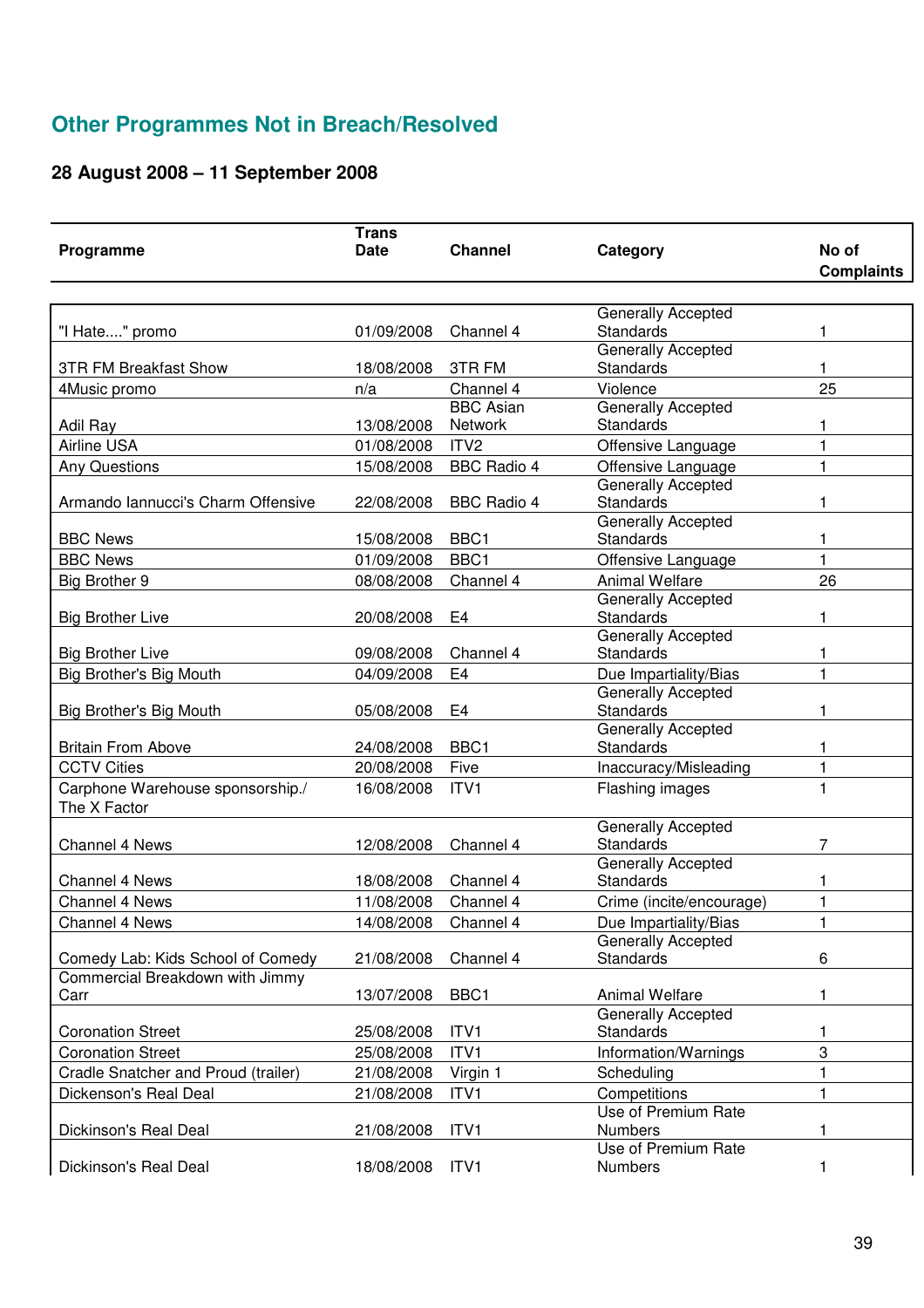## Other Programmes Not in Breach/Resolved

### 28 August 2008 – 11 September 2008

| Programme | Trans Date | Channel | Category | No of Complaints |
|---|---|---|---|---|
| "I Hate...." promo | 01/09/2008 | Channel 4 | Generally Accepted Standards | 1 |
| 3TR FM Breakfast Show | 18/08/2008 | 3TR FM | Generally Accepted Standards | 1 |
| 4Music promo | n/a | Channel 4 | Violence | 25 |
| Adil Ray | 13/08/2008 | BBC Asian Network | Generally Accepted Standards | 1 |
| Airline USA | 01/08/2008 | ITV2 | Offensive Language | 1 |
| Any Questions | 15/08/2008 | BBC Radio 4 | Offensive Language | 1 |
| Armando Iannucci's Charm Offensive | 22/08/2008 | BBC Radio 4 | Generally Accepted Standards | 1 |
| BBC News | 15/08/2008 | BBC1 | Generally Accepted Standards | 1 |
| BBC News | 01/09/2008 | BBC1 | Offensive Language | 1 |
| Big Brother 9 | 08/08/2008 | Channel 4 | Animal Welfare | 26 |
| Big Brother Live | 20/08/2008 | E4 | Generally Accepted Standards | 1 |
| Big Brother Live | 09/08/2008 | Channel 4 | Generally Accepted Standards | 1 |
| Big Brother's Big Mouth | 04/09/2008 | E4 | Due Impartiality/Bias | 1 |
| Big Brother's Big Mouth | 05/08/2008 | E4 | Generally Accepted Standards | 1 |
| Britain From Above | 24/08/2008 | BBC1 | Generally Accepted Standards | 1 |
| CCTV Cities | 20/08/2008 | Five | Inaccuracy/Misleading | 1 |
| Carphone Warehouse sponsorship./ The X Factor | 16/08/2008 | ITV1 | Flashing images | 1 |
| Channel 4 News | 12/08/2008 | Channel 4 | Generally Accepted Standards | 7 |
| Channel 4 News | 18/08/2008 | Channel 4 | Generally Accepted Standards | 1 |
| Channel 4 News | 11/08/2008 | Channel 4 | Crime (incite/encourage) | 1 |
| Channel 4 News | 14/08/2008 | Channel 4 | Due Impartiality/Bias | 1 |
| Comedy Lab: Kids School of Comedy | 21/08/2008 | Channel 4 | Generally Accepted Standards | 6 |
| Commercial Breakdown with Jimmy Carr | 13/07/2008 | BBC1 | Animal Welfare | 1 |
| Coronation Street | 25/08/2008 | ITV1 | Generally Accepted Standards | 1 |
| Coronation Street | 25/08/2008 | ITV1 | Information/Warnings | 3 |
| Cradle Snatcher and Proud (trailer) | 21/08/2008 | Virgin 1 | Scheduling | 1 |
| Dickenson's Real Deal | 21/08/2008 | ITV1 | Competitions | 1 |
| Dickinson's Real Deal | 21/08/2008 | ITV1 | Use of Premium Rate Numbers | 1 |
| Dickinson's Real Deal | 18/08/2008 | ITV1 | Use of Premium Rate Numbers | 1 |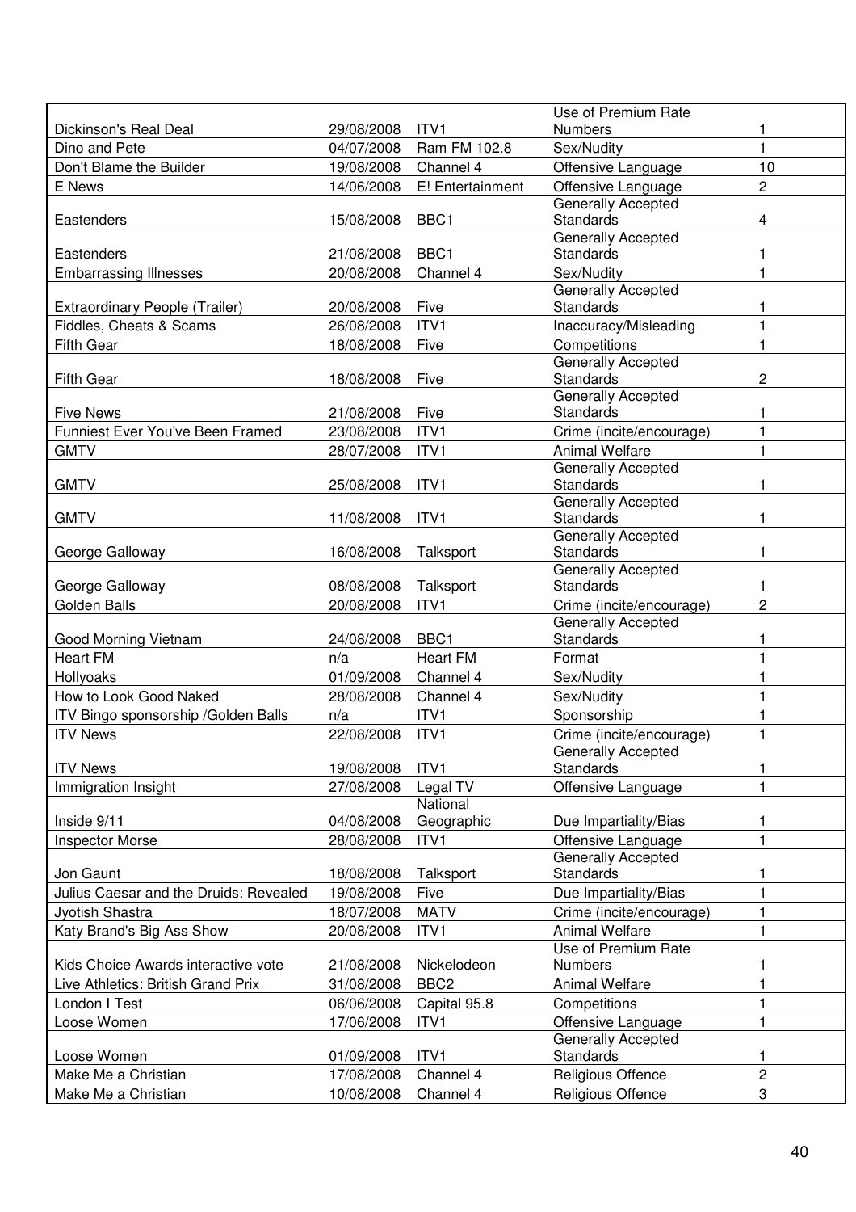| | | | | |
|---|---|---|---|---|
| Dickinson's Real Deal | 29/08/2008 | ITV1 | Use of Premium Rate Numbers | 1 |
| Dino and Pete | 04/07/2008 | Ram FM 102.8 | Sex/Nudity | 1 |
| Don't Blame the Builder | 19/08/2008 | Channel 4 | Offensive Language | 10 |
| E News | 14/06/2008 | E! Entertainment | Offensive Language | 2 |
| Eastenders | 15/08/2008 | BBC1 | Generally Accepted Standards | 4 |
| Eastenders | 21/08/2008 | BBC1 | Generally Accepted Standards | 1 |
| Embarrassing Illnesses | 20/08/2008 | Channel 4 | Sex/Nudity | 1 |
| Extraordinary People (Trailer) | 20/08/2008 | Five | Generally Accepted Standards | 1 |
| Fiddles, Cheats & Scams | 26/08/2008 | ITV1 | Inaccuracy/Misleading | 1 |
| Fifth Gear | 18/08/2008 | Five | Competitions | 1 |
| Fifth Gear | 18/08/2008 | Five | Generally Accepted Standards | 2 |
| Five News | 21/08/2008 | Five | Generally Accepted Standards | 1 |
| Funniest Ever You've Been Framed | 23/08/2008 | ITV1 | Crime (incite/encourage) | 1 |
| GMTV | 28/07/2008 | ITV1 | Animal Welfare | 1 |
| GMTV | 25/08/2008 | ITV1 | Generally Accepted Standards | 1 |
| GMTV | 11/08/2008 | ITV1 | Generally Accepted Standards | 1 |
| George Galloway | 16/08/2008 | Talksport | Generally Accepted Standards | 1 |
| George Galloway | 08/08/2008 | Talksport | Generally Accepted Standards | 1 |
| Golden Balls | 20/08/2008 | ITV1 | Crime (incite/encourage) | 2 |
| Good Morning Vietnam | 24/08/2008 | BBC1 | Generally Accepted Standards | 1 |
| Heart FM | n/a | Heart FM | Format | 1 |
| Hollyoaks | 01/09/2008 | Channel 4 | Sex/Nudity | 1 |
| How to Look Good Naked | 28/08/2008 | Channel 4 | Sex/Nudity | 1 |
| ITV Bingo sponsorship /Golden Balls | n/a | ITV1 | Sponsorship | 1 |
| ITV News | 22/08/2008 | ITV1 | Crime (incite/encourage) | 1 |
| ITV News | 19/08/2008 | ITV1 | Generally Accepted Standards | 1 |
| Immigration Insight | 27/08/2008 | Legal TV | Offensive Language | 1 |
| Inside 9/11 | 04/08/2008 | National Geographic | Due Impartiality/Bias | 1 |
| Inspector Morse | 28/08/2008 | ITV1 | Offensive Language | 1 |
| Jon Gaunt | 18/08/2008 | Talksport | Generally Accepted Standards | 1 |
| Julius Caesar and the Druids: Revealed | 19/08/2008 | Five | Due Impartiality/Bias | 1 |
| Jyotish Shastra | 18/07/2008 | MATV | Crime (incite/encourage) | 1 |
| Katy Brand's Big Ass Show | 20/08/2008 | ITV1 | Animal Welfare | 1 |
| Kids Choice Awards interactive vote | 21/08/2008 | Nickelodeon | Use of Premium Rate Numbers | 1 |
| Live Athletics: British Grand Prix | 31/08/2008 | BBC2 | Animal Welfare | 1 |
| London I Test | 06/06/2008 | Capital 95.8 | Competitions | 1 |
| Loose Women | 17/06/2008 | ITV1 | Offensive Language | 1 |
| Loose Women | 01/09/2008 | ITV1 | Generally Accepted Standards | 1 |
| Make Me a Christian | 17/08/2008 | Channel 4 | Religious Offence | 2 |
| Make Me a Christian | 10/08/2008 | Channel 4 | Religious Offence | 3 |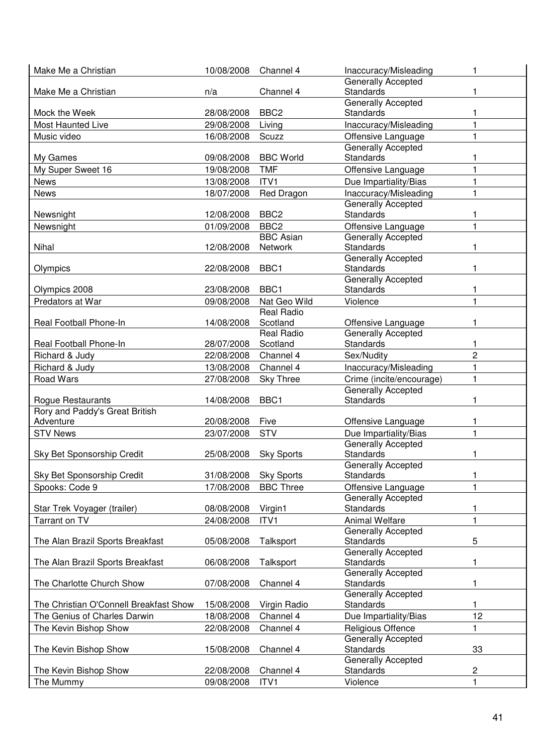| | | | | |
|---|---|---|---|---|
| Make Me a Christian | 10/08/2008 | Channel 4 | Inaccuracy/Misleading | 1 |
| Make Me a Christian | n/a | Channel 4 | Generally Accepted Standards | 1 |
| Mock the Week | 28/08/2008 | BBC2 | Generally Accepted Standards | 1 |
| Most Haunted Live | 29/08/2008 | Living | Inaccuracy/Misleading | 1 |
| Music video | 16/08/2008 | Scuzz | Offensive Language | 1 |
| My Games | 09/08/2008 | BBC World | Generally Accepted Standards | 1 |
| My Super Sweet 16 | 19/08/2008 | TMF | Offensive Language | 1 |
| News | 13/08/2008 | ITV1 | Due Impartiality/Bias | 1 |
| News | 18/07/2008 | Red Dragon | Inaccuracy/Misleading | 1 |
| Newsnight | 12/08/2008 | BBC2 | Generally Accepted Standards | 1 |
| Newsnight | 01/09/2008 | BBC2 | Offensive Language | 1 |
| Nihal | 12/08/2008 | BBC Asian Network | Generally Accepted Standards | 1 |
| Olympics | 22/08/2008 | BBC1 | Generally Accepted Standards | 1 |
| Olympics 2008 | 23/08/2008 | BBC1 | Generally Accepted Standards | 1 |
| Predators at War | 09/08/2008 | Nat Geo Wild | Violence | 1 |
| Real Football Phone-In | 14/08/2008 | Real Radio Scotland | Offensive Language | 1 |
| Real Football Phone-In | 28/07/2008 | Real Radio Scotland | Generally Accepted Standards | 1 |
| Richard & Judy | 22/08/2008 | Channel 4 | Sex/Nudity | 2 |
| Richard & Judy | 13/08/2008 | Channel 4 | Inaccuracy/Misleading | 1 |
| Road Wars | 27/08/2008 | Sky Three | Crime (incite/encourage) | 1 |
| Rogue Restaurants | 14/08/2008 | BBC1 | Generally Accepted Standards | 1 |
| Rory and Paddy's Great British Adventure | 20/08/2008 | Five | Offensive Language | 1 |
| STV News | 23/07/2008 | STV | Due Impartiality/Bias | 1 |
| Sky Bet Sponsorship Credit | 25/08/2008 | Sky Sports | Generally Accepted Standards | 1 |
| Sky Bet Sponsorship Credit | 31/08/2008 | Sky Sports | Generally Accepted Standards | 1 |
| Spooks: Code 9 | 17/08/2008 | BBC Three | Offensive Language | 1 |
| Star Trek Voyager (trailer) | 08/08/2008 | Virgin1 | Generally Accepted Standards | 1 |
| Tarrant on TV | 24/08/2008 | ITV1 | Animal Welfare | 1 |
| The Alan Brazil Sports Breakfast | 05/08/2008 | Talksport | Generally Accepted Standards | 5 |
| The Alan Brazil Sports Breakfast | 06/08/2008 | Talksport | Generally Accepted Standards | 1 |
| The Charlotte Church Show | 07/08/2008 | Channel 4 | Generally Accepted Standards | 1 |
| The Christian O'Connell Breakfast Show | 15/08/2008 | Virgin Radio | Generally Accepted Standards | 1 |
| The Genius of Charles Darwin | 18/08/2008 | Channel 4 | Due Impartiality/Bias | 12 |
| The Kevin Bishop Show | 22/08/2008 | Channel 4 | Religious Offence | 1 |
| The Kevin Bishop Show | 15/08/2008 | Channel 4 | Generally Accepted Standards | 33 |
| The Kevin Bishop Show | 22/08/2008 | Channel 4 | Generally Accepted Standards | 2 |
| The Mummy | 09/08/2008 | ITV1 | Violence | 1 |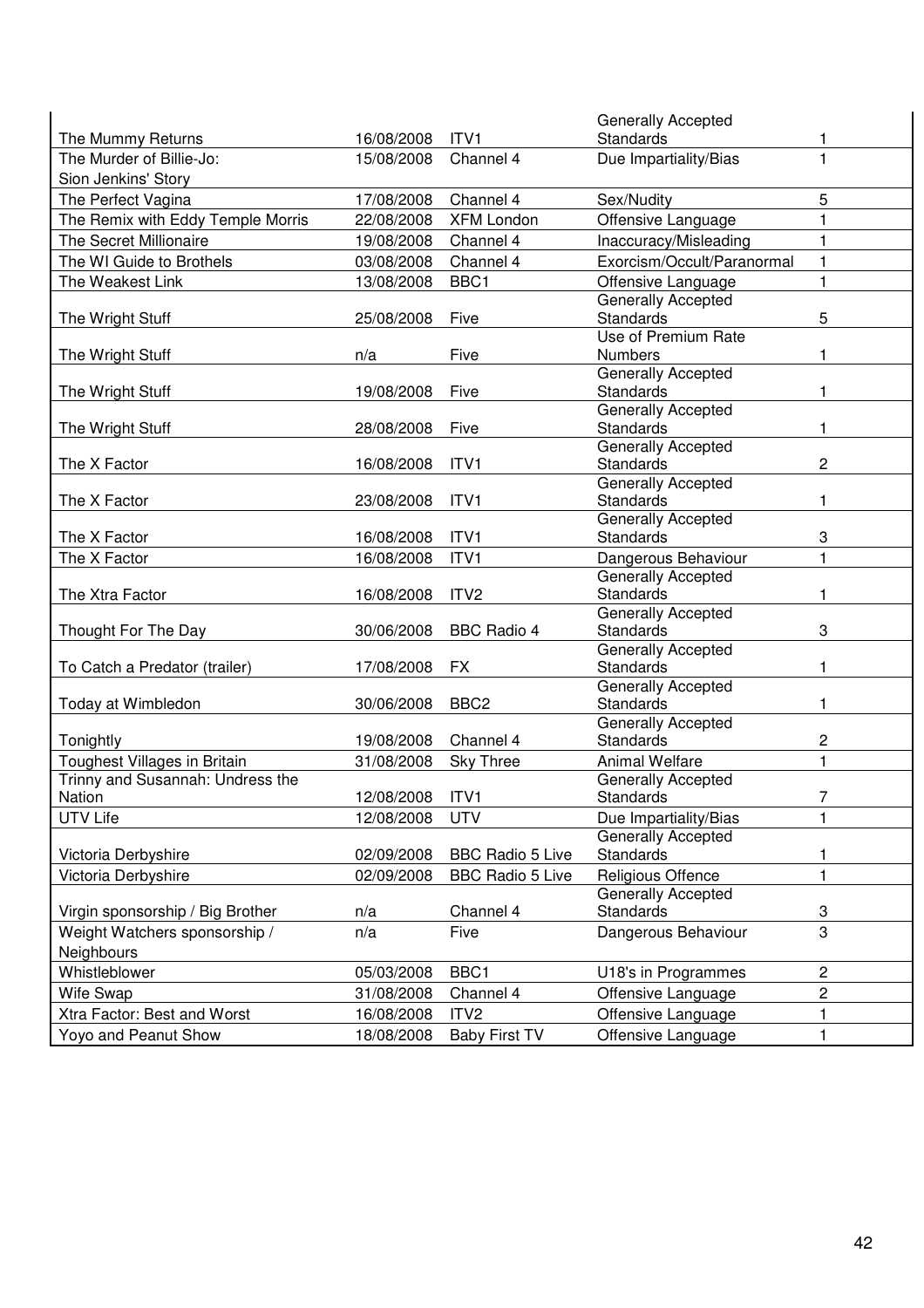| | | | | |
|---|---|---|---|---|
| The Mummy Returns | 16/08/2008 | ITV1 | Generally Accepted Standards | 1 |
| The Murder of Billie-Jo: Sion Jenkins' Story | 15/08/2008 | Channel 4 | Due Impartiality/Bias | 1 |
| The Perfect Vagina | 17/08/2008 | Channel 4 | Sex/Nudity | 5 |
| The Remix with Eddy Temple Morris | 22/08/2008 | XFM London | Offensive Language | 1 |
| The Secret Millionaire | 19/08/2008 | Channel 4 | Inaccuracy/Misleading | 1 |
| The WI Guide to Brothels | 03/08/2008 | Channel 4 | Exorcism/Occult/Paranormal | 1 |
| The Weakest Link | 13/08/2008 | BBC1 | Offensive Language | 1 |
| The Wright Stuff | 25/08/2008 | Five | Generally Accepted Standards | 5 |
| The Wright Stuff | n/a | Five | Use of Premium Rate Numbers | 1 |
| The Wright Stuff | 19/08/2008 | Five | Generally Accepted Standards | 1 |
| The Wright Stuff | 28/08/2008 | Five | Generally Accepted Standards | 1 |
| The X Factor | 16/08/2008 | ITV1 | Generally Accepted Standards | 2 |
| The X Factor | 23/08/2008 | ITV1 | Generally Accepted Standards | 1 |
| The X Factor | 16/08/2008 | ITV1 | Generally Accepted Standards | 3 |
| The X Factor | 16/08/2008 | ITV1 | Dangerous Behaviour | 1 |
| The Xtra Factor | 16/08/2008 | ITV2 | Generally Accepted Standards | 1 |
| Thought For The Day | 30/06/2008 | BBC Radio 4 | Generally Accepted Standards | 3 |
| To Catch a Predator (trailer) | 17/08/2008 | FX | Generally Accepted Standards | 1 |
| Today at Wimbledon | 30/06/2008 | BBC2 | Generally Accepted Standards | 1 |
| Tonightly | 19/08/2008 | Channel 4 | Generally Accepted Standards | 2 |
| Toughest Villages in Britain | 31/08/2008 | Sky Three | Animal Welfare | 1 |
| Trinny and Susannah: Undress the Nation | 12/08/2008 | ITV1 | Generally Accepted Standards | 7 |
| UTV Life | 12/08/2008 | UTV | Due Impartiality/Bias | 1 |
| Victoria Derbyshire | 02/09/2008 | BBC Radio 5 Live | Generally Accepted Standards | 1 |
| Victoria Derbyshire | 02/09/2008 | BBC Radio 5 Live | Religious Offence | 1 |
| Virgin sponsorship / Big Brother | n/a | Channel 4 | Generally Accepted Standards | 3 |
| Weight Watchers sponsorship / Neighbours | n/a | Five | Dangerous Behaviour | 3 |
| Whistleblower | 05/03/2008 | BBC1 | U18's in Programmes | 2 |
| Wife Swap | 31/08/2008 | Channel 4 | Offensive Language | 2 |
| Xtra Factor: Best and Worst | 16/08/2008 | ITV2 | Offensive Language | 1 |
| Yoyo and Peanut Show | 18/08/2008 | Baby First TV | Offensive Language | 1 |